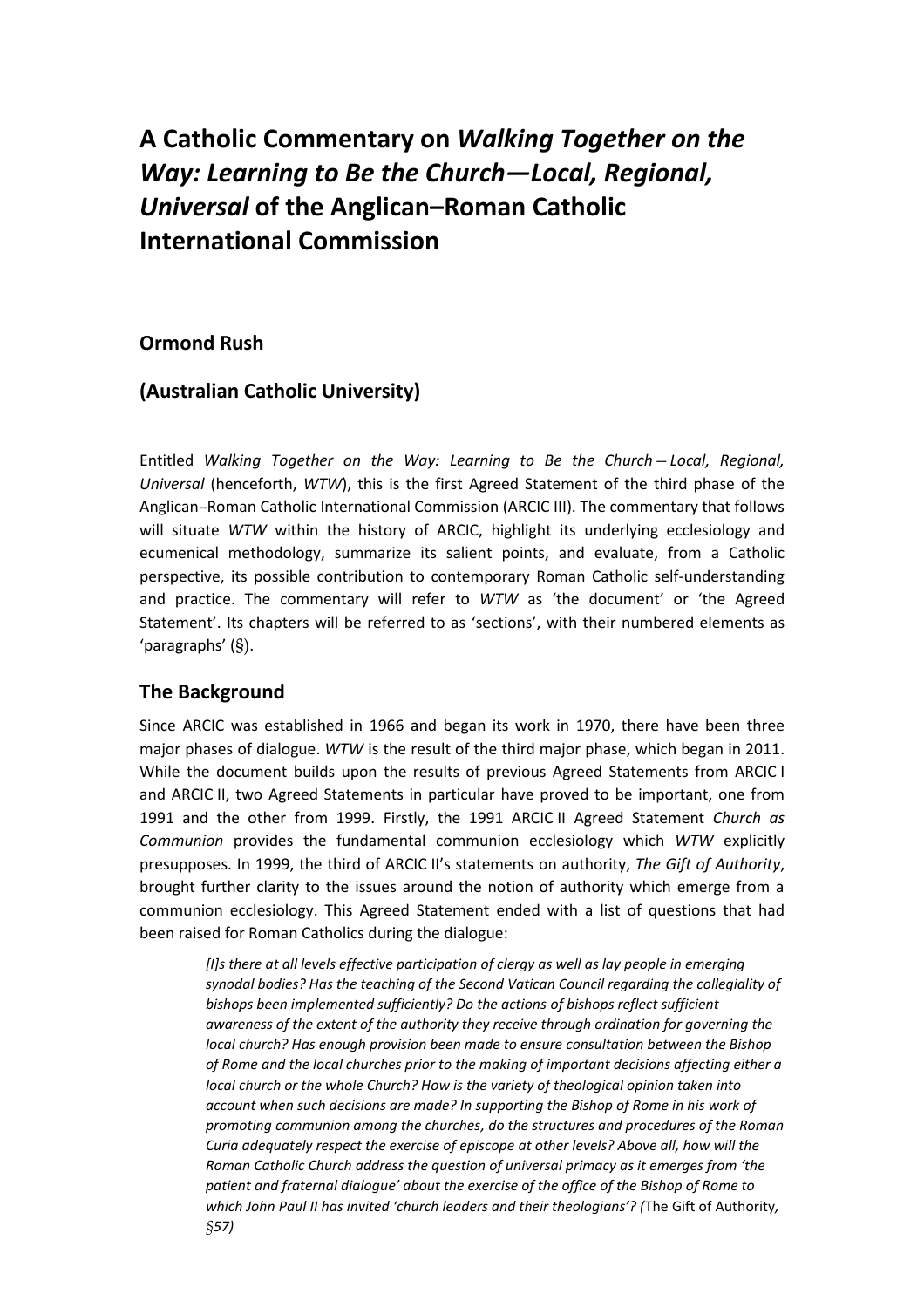# A Catholic Commentary on *Walking Together on the Way: Learning to Be the Church—Local, Regional, Universal* of the Anglican–Roman Catholic International Commission

## Ormond Rush

## (Australian Catholic University)

Entitled *Walking Together on the Way: Learning to Be the Church – Local, Regional, Universal* (henceforth, *WTW*), this is the first Agreed Statement of the third phase of the Anglican–Roman Catholic International Commission (ARCIC III). The commentary that follows will situate *WTW* within the history of ARCIC, highlight its underlying ecclesiology and ecumenical methodology, summarize its salient points, and evaluate, from a Catholic perspective, its possible contribution to contemporary Roman Catholic self-understanding and practice. The commentary will refer to *WTW* as 'the document' or 'the Agreed Statement'. Its chapters will be referred to as 'sections', with their numbered elements as 'paragraphs' (§).

## The Background

Since ARCIC was established in 1966 and began its work in 1970, there have been three major phases of dialogue. *WTW* is the result of the third major phase, which began in 2011. While the document builds upon the results of previous Agreed Statements from ARCIC I and ARCIC II, two Agreed Statements in particular have proved to be important, one from 1991 and the other from 1999. Firstly, the 1991 ARCIC II Agreed Statement *Church as Communion* provides the fundamental communion ecclesiology which *WTW* explicitly presupposes. In 1999, the third of ARCIC II's statements on authority, *The Gift of Authority*, brought further clarity to the issues around the notion of authority which emerge from a communion ecclesiology. This Agreed Statement ended with a list of questions that had been raised for Roman Catholics during the dialogue:

> *[I]s there at all levels effective participation of clergy as well as lay people in emerging synodal bodies? Has the teaching of the Second Vatican Council regarding the collegiality of bishops been implemented sufficiently? Do the actions of bishops reflect sufficient awareness of the extent of the authority they receive through ordination for governing the local church? Has enough provision been made to ensure consultation between the Bishop of Rome and the local churches prior to the making of important decisions affecting either a local church or the whole Church? How is the variety of theological opinion taken into account when such decisions are made? In supporting the Bishop of Rome in his work of promoting communion among the churches, do the structures and procedures of the Roman Curia adequately respect the exercise of episcope at other levels? Above all, how will the Roman Catholic Church address the question of universal primacy as it emerges from 'the patient and fraternal dialogue' about the exercise of the office of the Bishop of Rome to which John Paul II has invited 'church leaders and their theologians'? (*The Gift of Authority*, §57)*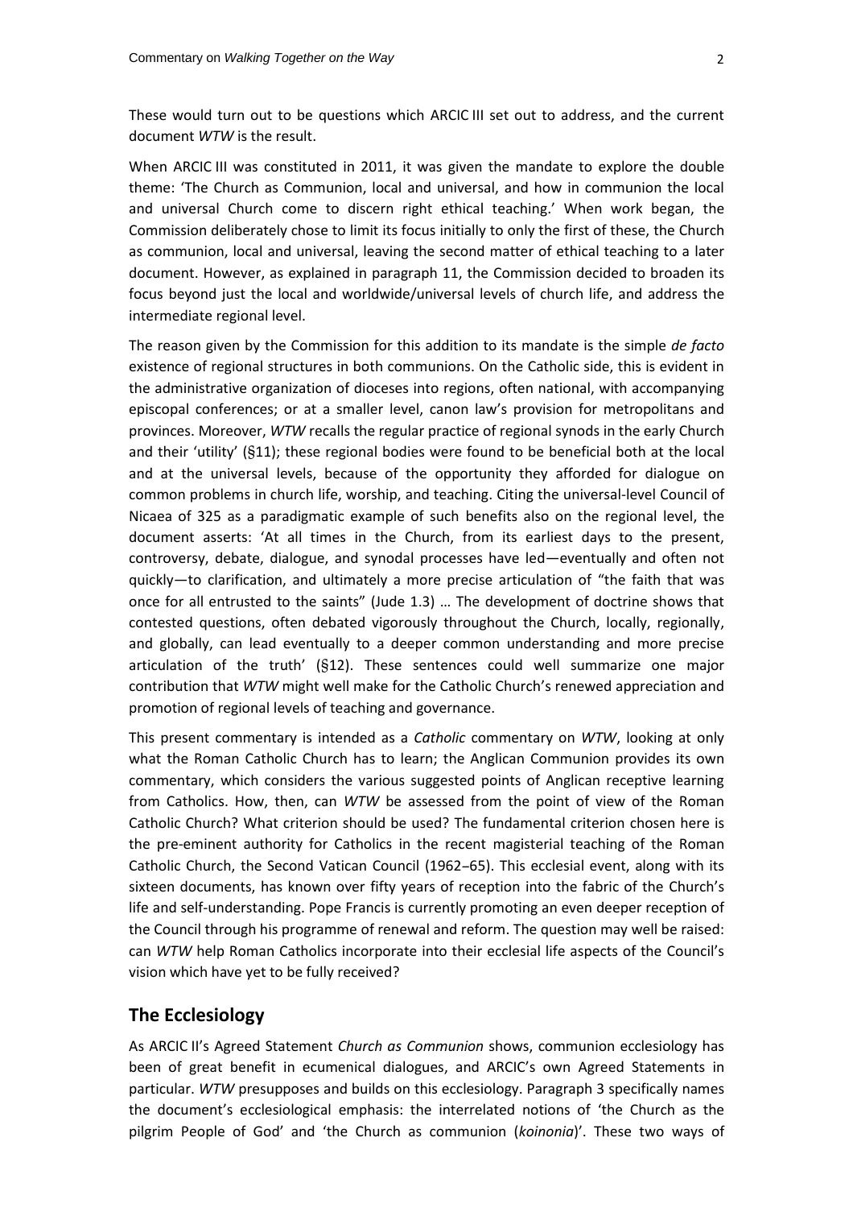These would turn out to be questions which ARCIC III set out to address, and the current document *WTW* is the result.

When ARCIC III was constituted in 2011, it was given the mandate to explore the double theme: 'The Church as Communion, local and universal, and how in communion the local and universal Church come to discern right ethical teaching.' When work began, the Commission deliberately chose to limit its focus initially to only the first of these, the Church as communion, local and universal, leaving the second matter of ethical teaching to a later document. However, as explained in paragraph 11, the Commission decided to broaden its focus beyond just the local and worldwide/universal levels of church life, and address the intermediate regional level.

The reason given by the Commission for this addition to its mandate is the simple *de facto* existence of regional structures in both communions. On the Catholic side, this is evident in the administrative organization of dioceses into regions, often national, with accompanying episcopal conferences; or at a smaller level, canon law's provision for metropolitans and provinces. Moreover, *WTW* recalls the regular practice of regional synods in the early Church and their 'utility' (§11); these regional bodies were found to be beneficial both at the local and at the universal levels, because of the opportunity they afforded for dialogue on common problems in church life, worship, and teaching. Citing the universal-level Council of Nicaea of 325 as a paradigmatic example of such benefits also on the regional level, the document asserts: 'At all times in the Church, from its earliest days to the present, controversy, debate, dialogue, and synodal processes have led—eventually and often not quickly—to clarification, and ultimately a more precise articulation of "the faith that was once for all entrusted to the saints" (Jude 1.3) … The development of doctrine shows that contested questions, often debated vigorously throughout the Church, locally, regionally, and globally, can lead eventually to a deeper common understanding and more precise articulation of the truth' (§12). These sentences could well summarize one major contribution that *WTW* might well make for the Catholic Church's renewed appreciation and promotion of regional levels of teaching and governance.

This present commentary is intended as a *Catholic* commentary on *WTW*, looking at only what the Roman Catholic Church has to learn; the Anglican Communion provides its own commentary, which considers the various suggested points of Anglican receptive learning from Catholics. How, then, can *WTW* be assessed from the point of view of the Roman Catholic Church? What criterion should be used? The fundamental criterion chosen here is the pre-eminent authority for Catholics in the recent magisterial teaching of the Roman Catholic Church, the Second Vatican Council (1962–65). This ecclesial event, along with its sixteen documents, has known over fifty years of reception into the fabric of the Church's life and self-understanding. Pope Francis is currently promoting an even deeper reception of the Council through his programme of renewal and reform. The question may well be raised: can *WTW* help Roman Catholics incorporate into their ecclesial life aspects of the Council's vision which have yet to be fully received?

## The Ecclesiology

As ARCIC II's Agreed Statement *Church as Communion* shows, communion ecclesiology has been of great benefit in ecumenical dialogues, and ARCIC's own Agreed Statements in particular. *WTW* presupposes and builds on this ecclesiology. Paragraph 3 specifically names the document's ecclesiological emphasis: the interrelated notions of 'the Church as the pilgrim People of God' and 'the Church as communion (*koinonia*)'. These two ways of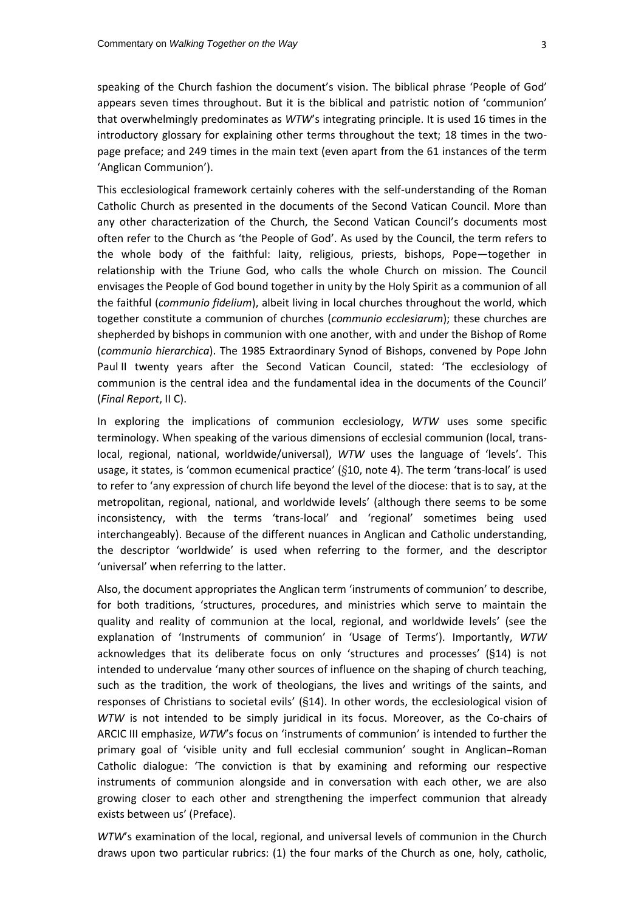speaking of the Church fashion the document's vision. The biblical phrase 'People of God' appears seven times throughout. But it is the biblical and patristic notion of 'communion' that overwhelmingly predominates as *WTW*'s integrating principle. It is used 16 times in the introductory glossary for explaining other terms throughout the text; 18 times in the two-page preface; and 249 times in the main text (even apart from the 61 instances of the term 'Anglican Communion').

This ecclesiological framework certainly coheres with the self-understanding of the Roman Catholic Church as presented in the documents of the Second Vatican Council. More than any other characterization of the Church, the Second Vatican Council's documents most often refer to the Church as 'the People of God'. As used by the Council, the term refers to the whole body of the faithful: laity, religious, priests, bishops, Pope—together in relationship with the Triune God, who calls the whole Church on mission. The Council envisages the People of God bound together in unity by the Holy Spirit as a communion of all the faithful (*communio fidelium*), albeit living in local churches throughout the world, which together constitute a communion of churches (*communio ecclesiarum*); these churches are shepherded by bishops in communion with one another, with and under the Bishop of Rome (*communio hierarchica*). The 1985 Extraordinary Synod of Bishops, convened by Pope John Paul II twenty years after the Second Vatican Council, stated: 'The ecclesiology of communion is the central idea and the fundamental idea in the documents of the Council' (*Final Report*, II C).

In exploring the implications of communion ecclesiology, *WTW* uses some specific terminology. When speaking of the various dimensions of ecclesial communion (local, trans-local, regional, national, worldwide/universal), *WTW* uses the language of 'levels'. This usage, it states, is 'common ecumenical practice' (§10, note 4). The term 'trans-local' is used to refer to 'any expression of church life beyond the level of the diocese: that is to say, at the metropolitan, regional, national, and worldwide levels' (although there seems to be some inconsistency, with the terms 'trans-local' and 'regional' sometimes being used interchangeably). Because of the different nuances in Anglican and Catholic understanding, the descriptor 'worldwide' is used when referring to the former, and the descriptor 'universal' when referring to the latter.

Also, the document appropriates the Anglican term 'instruments of communion' to describe, for both traditions, 'structures, procedures, and ministries which serve to maintain the quality and reality of communion at the local, regional, and worldwide levels' (see the explanation of 'Instruments of communion' in 'Usage of Terms'). Importantly, *WTW* acknowledges that its deliberate focus on only 'structures and processes' (§14) is not intended to undervalue 'many other sources of influence on the shaping of church teaching, such as the tradition, the work of theologians, the lives and writings of the saints, and responses of Christians to societal evils' (§14). In other words, the ecclesiological vision of *WTW* is not intended to be simply juridical in its focus. Moreover, as the Co-chairs of ARCIC III emphasize, *WTW*'s focus on 'instruments of communion' is intended to further the primary goal of 'visible unity and full ecclesial communion' sought in Anglican–Roman Catholic dialogue: 'The conviction is that by examining and reforming our respective instruments of communion alongside and in conversation with each other, we are also growing closer to each other and strengthening the imperfect communion that already exists between us' (Preface).

*WTW*'s examination of the local, regional, and universal levels of communion in the Church draws upon two particular rubrics: (1) the four marks of the Church as one, holy, catholic,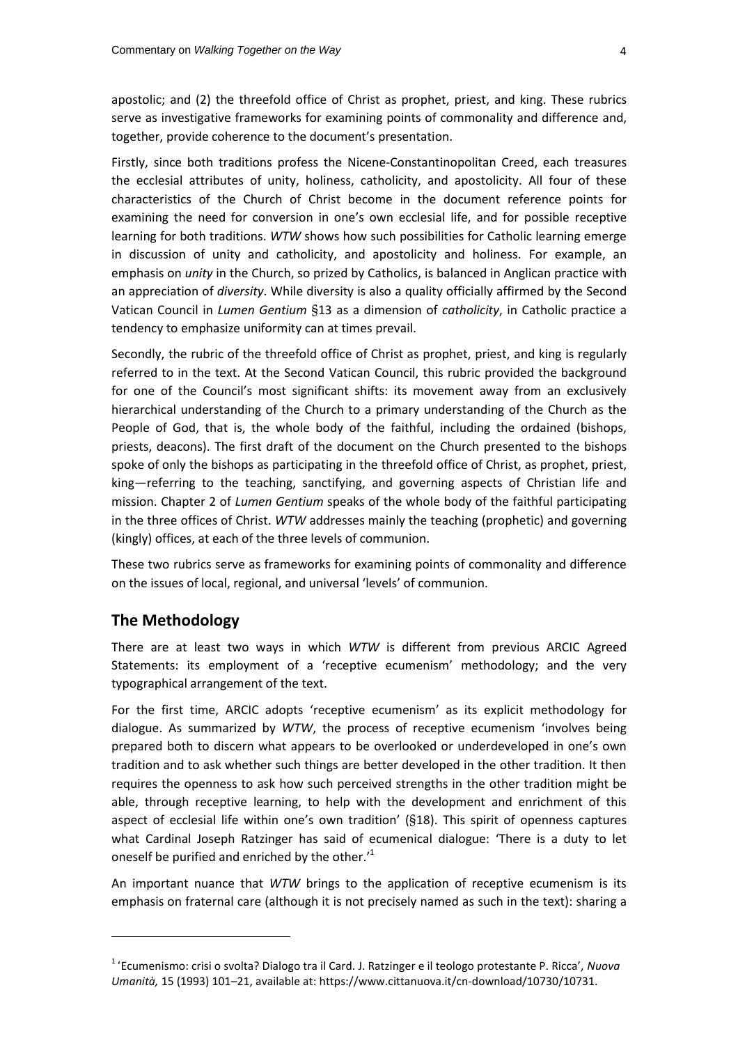apostolic; and (2) the threefold office of Christ as prophet, priest, and king. These rubrics serve as investigative frameworks for examining points of commonality and difference and, together, provide coherence to the document's presentation.

Firstly, since both traditions profess the Nicene-Constantinopolitan Creed, each treasures the ecclesial attributes of unity, holiness, catholicity, and apostolicity. All four of these characteristics of the Church of Christ become in the document reference points for examining the need for conversion in one's own ecclesial life, and for possible receptive learning for both traditions. *WTW* shows how such possibilities for Catholic learning emerge in discussion of unity and catholicity, and apostolicity and holiness. For example, an emphasis on *unity* in the Church, so prized by Catholics, is balanced in Anglican practice with an appreciation of *diversity*. While diversity is also a quality officially affirmed by the Second Vatican Council in *Lumen Gentium* §13 as a dimension of *catholicity*, in Catholic practice a tendency to emphasize uniformity can at times prevail.

Secondly, the rubric of the threefold office of Christ as prophet, priest, and king is regularly referred to in the text. At the Second Vatican Council, this rubric provided the background for one of the Council's most significant shifts: its movement away from an exclusively hierarchical understanding of the Church to a primary understanding of the Church as the People of God, that is, the whole body of the faithful, including the ordained (bishops, priests, deacons). The first draft of the document on the Church presented to the bishops spoke of only the bishops as participating in the threefold office of Christ, as prophet, priest, king—referring to the teaching, sanctifying, and governing aspects of Christian life and mission. Chapter 2 of *Lumen Gentium* speaks of the whole body of the faithful participating in the three offices of Christ. *WTW* addresses mainly the teaching (prophetic) and governing (kingly) offices, at each of the three levels of communion.

These two rubrics serve as frameworks for examining points of commonality and difference on the issues of local, regional, and universal 'levels' of communion.

## The Methodology

There are at least two ways in which *WTW* is different from previous ARCIC Agreed Statements: its employment of a 'receptive ecumenism' methodology; and the very typographical arrangement of the text.

For the first time, ARCIC adopts 'receptive ecumenism' as its explicit methodology for dialogue. As summarized by *WTW*, the process of receptive ecumenism 'involves being prepared both to discern what appears to be overlooked or underdeveloped in one's own tradition and to ask whether such things are better developed in the other tradition. It then requires the openness to ask how such perceived strengths in the other tradition might be able, through receptive learning, to help with the development and enrichment of this aspect of ecclesial life within one's own tradition' (§18). This spirit of openness captures what Cardinal Joseph Ratzinger has said of ecumenical dialogue: 'There is a duty to let oneself be purified and enriched by the other.'[1]

An important nuance that *WTW* brings to the application of receptive ecumenism is its emphasis on fraternal care (although it is not precisely named as such in the text): sharing a

---

[1] 'Ecumenismo: crisi o svolta? Dialogo tra il Card. J. Ratzinger e il teologo protestante P. Ricca', *Nuova Umanità,* 15 (1993) 101–21, available at: https://www.cittanuova.it/cn-download/10730/10731.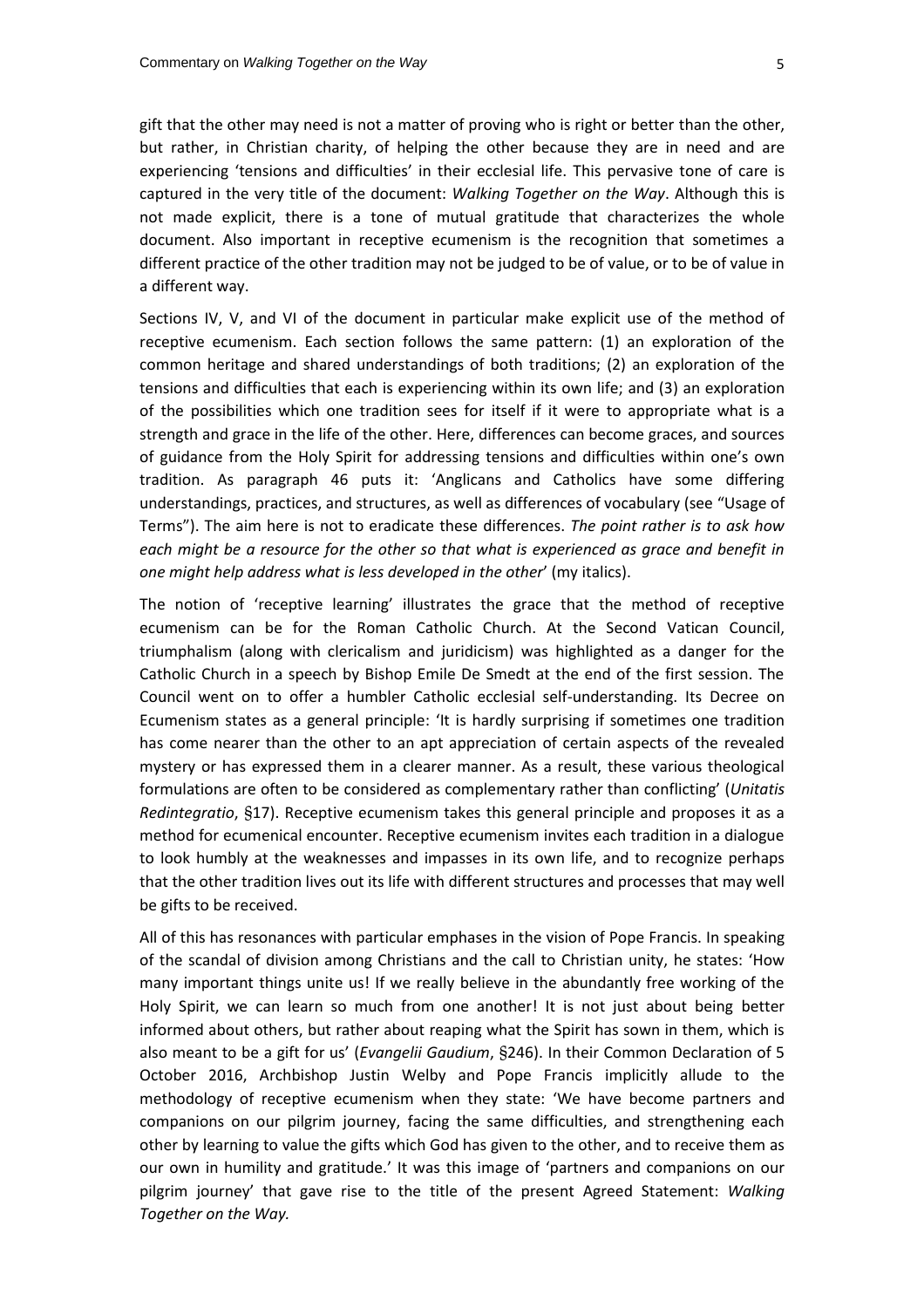gift that the other may need is not a matter of proving who is right or better than the other, but rather, in Christian charity, of helping the other because they are in need and are experiencing 'tensions and difficulties' in their ecclesial life. This pervasive tone of care is captured in the very title of the document: *Walking Together on the Way*. Although this is not made explicit, there is a tone of mutual gratitude that characterizes the whole document. Also important in receptive ecumenism is the recognition that sometimes a different practice of the other tradition may not be judged to be of value, or to be of value in a different way.

Sections IV, V, and VI of the document in particular make explicit use of the method of receptive ecumenism. Each section follows the same pattern: (1) an exploration of the common heritage and shared understandings of both traditions; (2) an exploration of the tensions and difficulties that each is experiencing within its own life; and (3) an exploration of the possibilities which one tradition sees for itself if it were to appropriate what is a strength and grace in the life of the other. Here, differences can become graces, and sources of guidance from the Holy Spirit for addressing tensions and difficulties within one's own tradition. As paragraph 46 puts it: 'Anglicans and Catholics have some differing understandings, practices, and structures, as well as differences of vocabulary (see "Usage of Terms"). The aim here is not to eradicate these differences. *The point rather is to ask how each might be a resource for the other so that what is experienced as grace and benefit in one might help address what is less developed in the other*' (my italics).

The notion of 'receptive learning' illustrates the grace that the method of receptive ecumenism can be for the Roman Catholic Church. At the Second Vatican Council, triumphalism (along with clericalism and juridicism) was highlighted as a danger for the Catholic Church in a speech by Bishop Emile De Smedt at the end of the first session. The Council went on to offer a humbler Catholic ecclesial self-understanding. Its Decree on Ecumenism states as a general principle: 'It is hardly surprising if sometimes one tradition has come nearer than the other to an apt appreciation of certain aspects of the revealed mystery or has expressed them in a clearer manner. As a result, these various theological formulations are often to be considered as complementary rather than conflicting' (*Unitatis Redintegratio*, §17). Receptive ecumenism takes this general principle and proposes it as a method for ecumenical encounter. Receptive ecumenism invites each tradition in a dialogue to look humbly at the weaknesses and impasses in its own life, and to recognize perhaps that the other tradition lives out its life with different structures and processes that may well be gifts to be received.

All of this has resonances with particular emphases in the vision of Pope Francis. In speaking of the scandal of division among Christians and the call to Christian unity, he states: 'How many important things unite us! If we really believe in the abundantly free working of the Holy Spirit, we can learn so much from one another! It is not just about being better informed about others, but rather about reaping what the Spirit has sown in them, which is also meant to be a gift for us' (*Evangelii Gaudium*, §246). In their Common Declaration of 5 October 2016, Archbishop Justin Welby and Pope Francis implicitly allude to the methodology of receptive ecumenism when they state: 'We have become partners and companions on our pilgrim journey, facing the same difficulties, and strengthening each other by learning to value the gifts which God has given to the other, and to receive them as our own in humility and gratitude.' It was this image of 'partners and companions on our pilgrim journey' that gave rise to the title of the present Agreed Statement: *Walking Together on the Way.*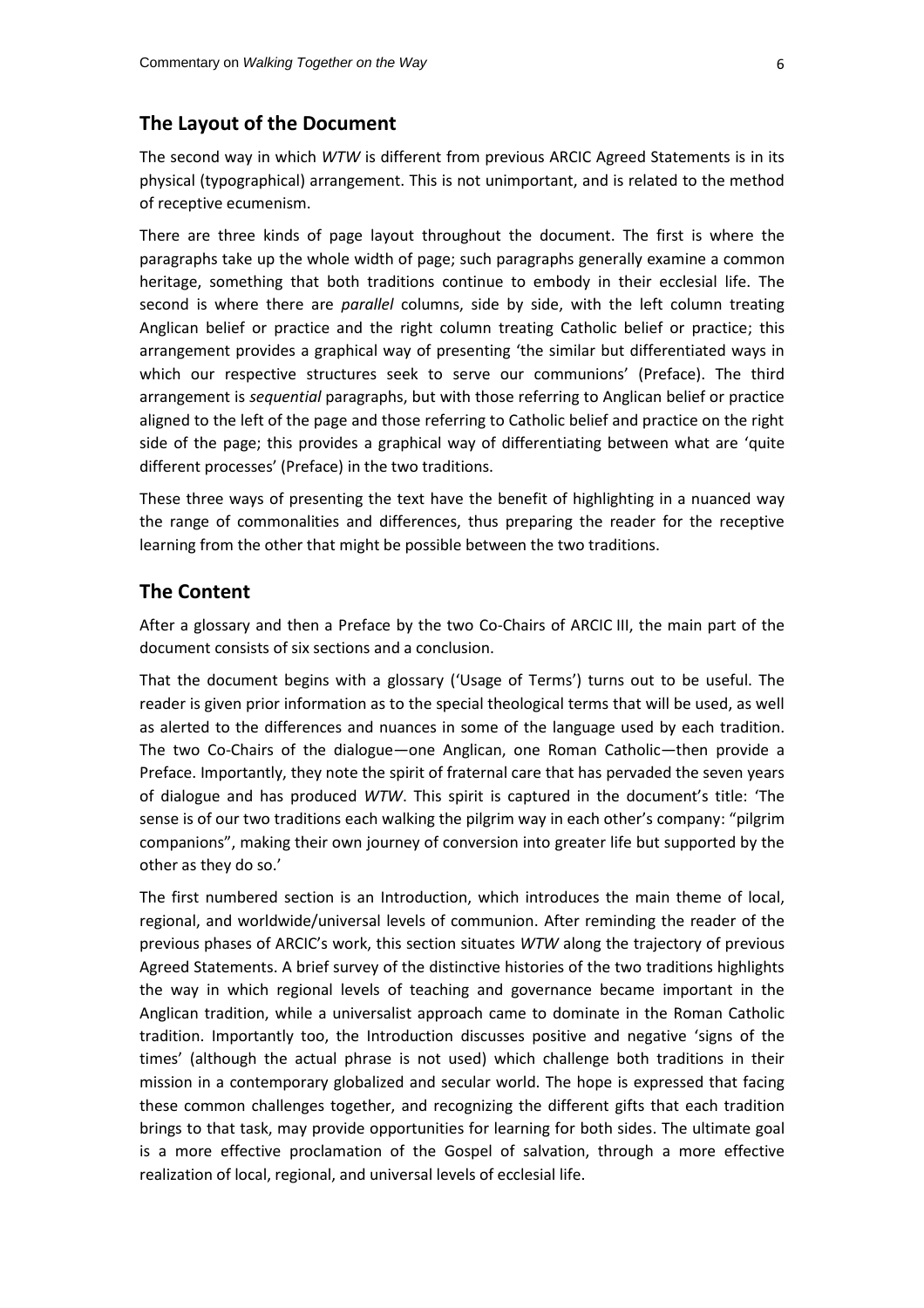## The Layout of the Document

The second way in which *WTW* is different from previous ARCIC Agreed Statements is in its physical (typographical) arrangement. This is not unimportant, and is related to the method of receptive ecumenism.

There are three kinds of page layout throughout the document. The first is where the paragraphs take up the whole width of page; such paragraphs generally examine a common heritage, something that both traditions continue to embody in their ecclesial life. The second is where there are *parallel* columns, side by side, with the left column treating Anglican belief or practice and the right column treating Catholic belief or practice; this arrangement provides a graphical way of presenting 'the similar but differentiated ways in which our respective structures seek to serve our communions' (Preface). The third arrangement is *sequential* paragraphs, but with those referring to Anglican belief or practice aligned to the left of the page and those referring to Catholic belief and practice on the right side of the page; this provides a graphical way of differentiating between what are 'quite different processes' (Preface) in the two traditions.

These three ways of presenting the text have the benefit of highlighting in a nuanced way the range of commonalities and differences, thus preparing the reader for the receptive learning from the other that might be possible between the two traditions.

## The Content

After a glossary and then a Preface by the two Co-Chairs of ARCIC III, the main part of the document consists of six sections and a conclusion.

That the document begins with a glossary ('Usage of Terms') turns out to be useful. The reader is given prior information as to the special theological terms that will be used, as well as alerted to the differences and nuances in some of the language used by each tradition. The two Co-Chairs of the dialogue—one Anglican, one Roman Catholic—then provide a Preface. Importantly, they note the spirit of fraternal care that has pervaded the seven years of dialogue and has produced *WTW*. This spirit is captured in the document's title: 'The sense is of our two traditions each walking the pilgrim way in each other's company: "pilgrim companions", making their own journey of conversion into greater life but supported by the other as they do so.'

The first numbered section is an Introduction, which introduces the main theme of local, regional, and worldwide/universal levels of communion. After reminding the reader of the previous phases of ARCIC's work, this section situates *WTW* along the trajectory of previous Agreed Statements. A brief survey of the distinctive histories of the two traditions highlights the way in which regional levels of teaching and governance became important in the Anglican tradition, while a universalist approach came to dominate in the Roman Catholic tradition. Importantly too, the Introduction discusses positive and negative 'signs of the times' (although the actual phrase is not used) which challenge both traditions in their mission in a contemporary globalized and secular world. The hope is expressed that facing these common challenges together, and recognizing the different gifts that each tradition brings to that task, may provide opportunities for learning for both sides. The ultimate goal is a more effective proclamation of the Gospel of salvation, through a more effective realization of local, regional, and universal levels of ecclesial life.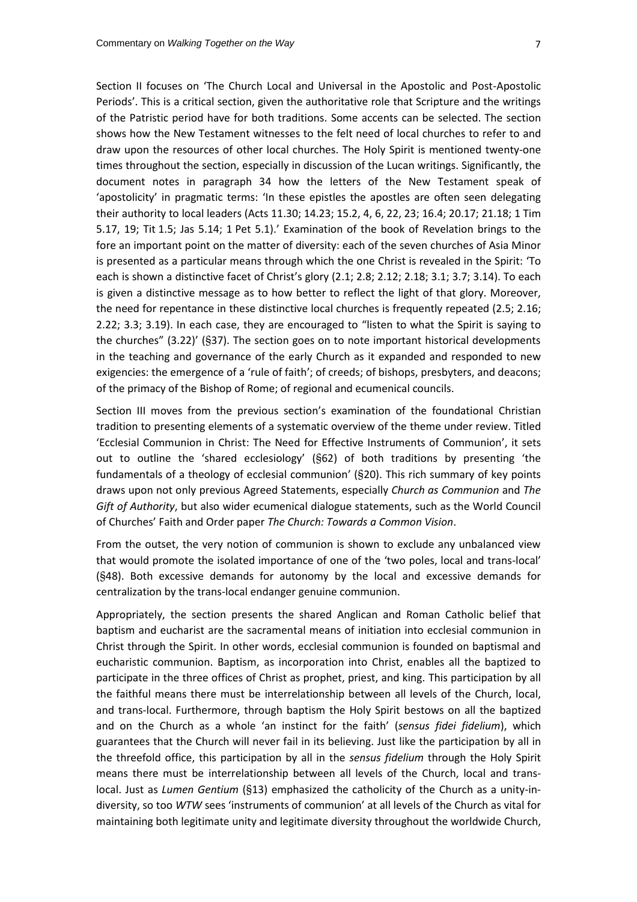Section II focuses on 'The Church Local and Universal in the Apostolic and Post-Apostolic Periods'. This is a critical section, given the authoritative role that Scripture and the writings of the Patristic period have for both traditions. Some accents can be selected. The section shows how the New Testament witnesses to the felt need of local churches to refer to and draw upon the resources of other local churches. The Holy Spirit is mentioned twenty-one times throughout the section, especially in discussion of the Lucan writings. Significantly, the document notes in paragraph 34 how the letters of the New Testament speak of 'apostolicity' in pragmatic terms: 'In these epistles the apostles are often seen delegating their authority to local leaders (Acts 11.30; 14.23; 15.2, 4, 6, 22, 23; 16.4; 20.17; 21.18; 1 Tim 5.17, 19; Tit 1.5; Jas 5.14; 1 Pet 5.1).' Examination of the book of Revelation brings to the fore an important point on the matter of diversity: each of the seven churches of Asia Minor is presented as a particular means through which the one Christ is revealed in the Spirit: 'To each is shown a distinctive facet of Christ's glory (2.1; 2.8; 2.12; 2.18; 3.1; 3.7; 3.14). To each is given a distinctive message as to how better to reflect the light of that glory. Moreover, the need for repentance in these distinctive local churches is frequently repeated (2.5; 2.16; 2.22; 3.3; 3.19). In each case, they are encouraged to "listen to what the Spirit is saying to the churches" (3.22)' (§37). The section goes on to note important historical developments in the teaching and governance of the early Church as it expanded and responded to new exigencies: the emergence of a 'rule of faith'; of creeds; of bishops, presbyters, and deacons; of the primacy of the Bishop of Rome; of regional and ecumenical councils.

Section III moves from the previous section's examination of the foundational Christian tradition to presenting elements of a systematic overview of the theme under review. Titled 'Ecclesial Communion in Christ: The Need for Effective Instruments of Communion', it sets out to outline the 'shared ecclesiology' (§62) of both traditions by presenting 'the fundamentals of a theology of ecclesial communion' (§20). This rich summary of key points draws upon not only previous Agreed Statements, especially *Church as Communion* and *The Gift of Authority*, but also wider ecumenical dialogue statements, such as the World Council of Churches' Faith and Order paper *The Church: Towards a Common Vision*.

From the outset, the very notion of communion is shown to exclude any unbalanced view that would promote the isolated importance of one of the 'two poles, local and trans-local' (§48). Both excessive demands for autonomy by the local and excessive demands for centralization by the trans-local endanger genuine communion.

Appropriately, the section presents the shared Anglican and Roman Catholic belief that baptism and eucharist are the sacramental means of initiation into ecclesial communion in Christ through the Spirit. In other words, ecclesial communion is founded on baptismal and eucharistic communion. Baptism, as incorporation into Christ, enables all the baptized to participate in the three offices of Christ as prophet, priest, and king. This participation by all the faithful means there must be interrelationship between all levels of the Church, local, and trans-local. Furthermore, through baptism the Holy Spirit bestows on all the baptized and on the Church as a whole 'an instinct for the faith' (*sensus fidei fidelium*), which guarantees that the Church will never fail in its believing. Just like the participation by all in the threefold office, this participation by all in the *sensus fidelium* through the Holy Spirit means there must be interrelationship between all levels of the Church, local and trans-local. Just as *Lumen Gentium* (§13) emphasized the catholicity of the Church as a unity-in-diversity, so too *WTW* sees 'instruments of communion' at all levels of the Church as vital for maintaining both legitimate unity and legitimate diversity throughout the worldwide Church,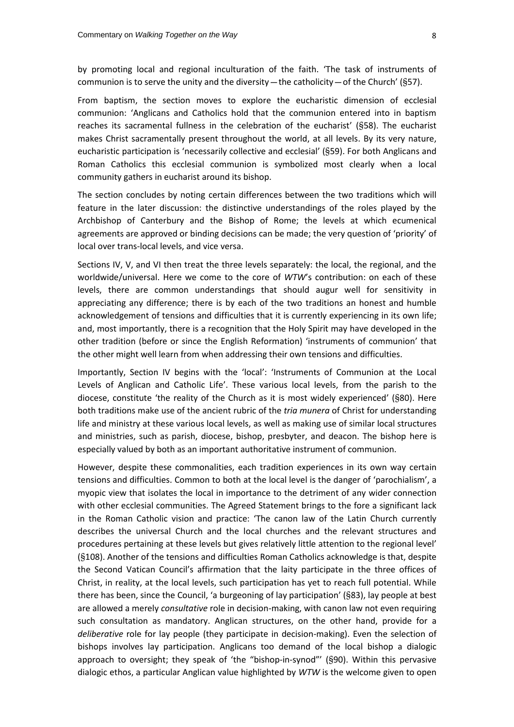by promoting local and regional inculturation of the faith. 'The task of instruments of communion is to serve the unity and the diversity — the catholicity — of the Church' (§57).

From baptism, the section moves to explore the eucharistic dimension of ecclesial communion: 'Anglicans and Catholics hold that the communion entered into in baptism reaches its sacramental fullness in the celebration of the eucharist' (§58). The eucharist makes Christ sacramentally present throughout the world, at all levels. By its very nature, eucharistic participation is 'necessarily collective and ecclesial' (§59). For both Anglicans and Roman Catholics this ecclesial communion is symbolized most clearly when a local community gathers in eucharist around its bishop.

The section concludes by noting certain differences between the two traditions which will feature in the later discussion: the distinctive understandings of the roles played by the Archbishop of Canterbury and the Bishop of Rome; the levels at which ecumenical agreements are approved or binding decisions can be made; the very question of 'priority' of local over trans-local levels, and vice versa.

Sections IV, V, and VI then treat the three levels separately: the local, the regional, and the worldwide/universal. Here we come to the core of *WTW*'s contribution: on each of these levels, there are common understandings that should augur well for sensitivity in appreciating any difference; there is by each of the two traditions an honest and humble acknowledgement of tensions and difficulties that it is currently experiencing in its own life; and, most importantly, there is a recognition that the Holy Spirit may have developed in the other tradition (before or since the English Reformation) 'instruments of communion' that the other might well learn from when addressing their own tensions and difficulties.

Importantly, Section IV begins with the 'local': 'Instruments of Communion at the Local Levels of Anglican and Catholic Life'. These various local levels, from the parish to the diocese, constitute 'the reality of the Church as it is most widely experienced' (§80). Here both traditions make use of the ancient rubric of the *tria munera* of Christ for understanding life and ministry at these various local levels, as well as making use of similar local structures and ministries, such as parish, diocese, bishop, presbyter, and deacon. The bishop here is especially valued by both as an important authoritative instrument of communion.

However, despite these commonalities, each tradition experiences in its own way certain tensions and difficulties. Common to both at the local level is the danger of 'parochialism', a myopic view that isolates the local in importance to the detriment of any wider connection with other ecclesial communities. The Agreed Statement brings to the fore a significant lack in the Roman Catholic vision and practice: 'The canon law of the Latin Church currently describes the universal Church and the local churches and the relevant structures and procedures pertaining at these levels but gives relatively little attention to the regional level' (§108). Another of the tensions and difficulties Roman Catholics acknowledge is that, despite the Second Vatican Council's affirmation that the laity participate in the three offices of Christ, in reality, at the local levels, such participation has yet to reach full potential. While there has been, since the Council, 'a burgeoning of lay participation' (§83), lay people at best are allowed a merely *consultative* role in decision-making, with canon law not even requiring such consultation as mandatory. Anglican structures, on the other hand, provide for a *deliberative* role for lay people (they participate in decision-making). Even the selection of bishops involves lay participation. Anglicans too demand of the local bishop a dialogic approach to oversight; they speak of 'the "bishop-in-synod"' (§90). Within this pervasive dialogic ethos, a particular Anglican value highlighted by *WTW* is the welcome given to open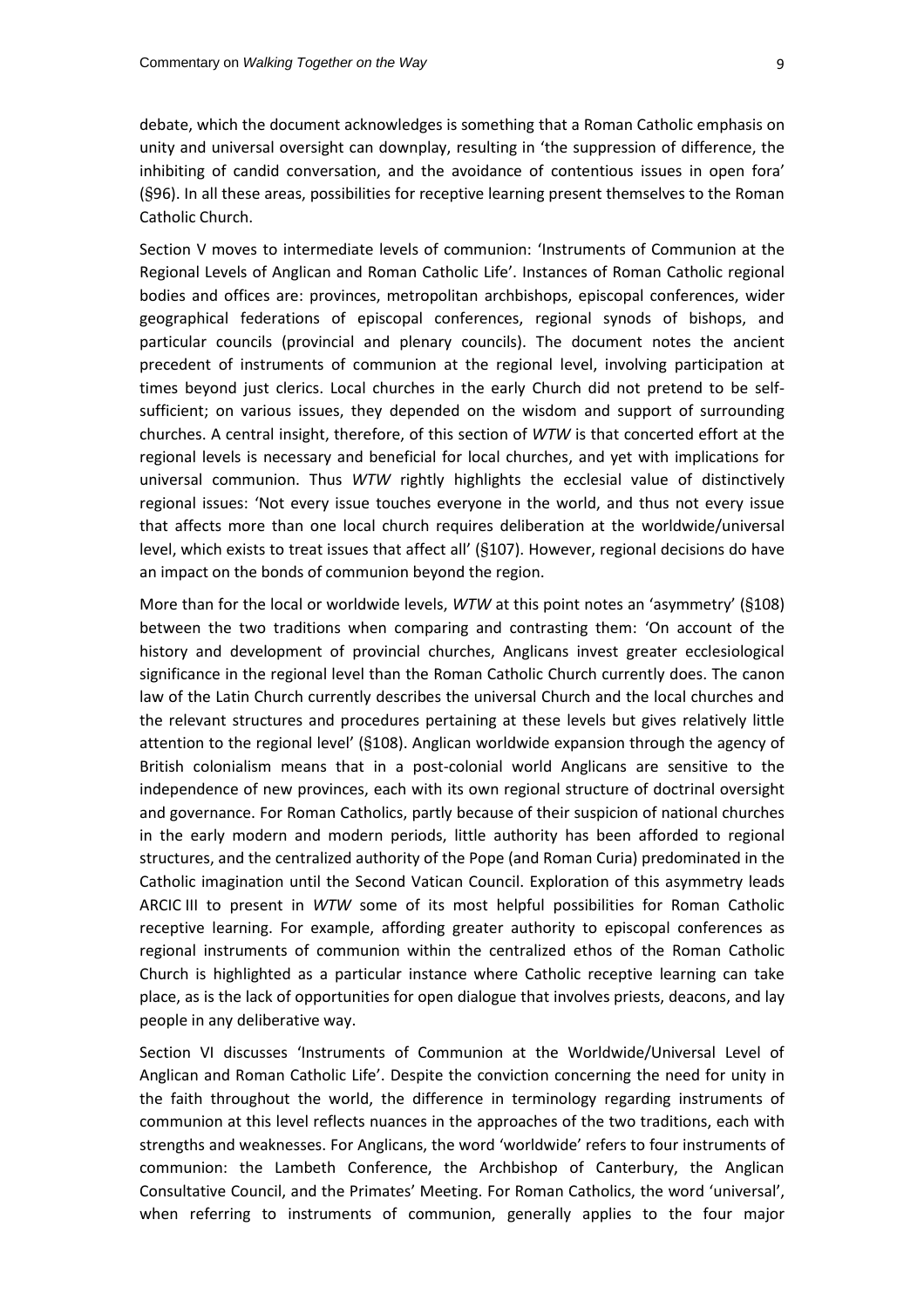debate, which the document acknowledges is something that a Roman Catholic emphasis on unity and universal oversight can downplay, resulting in 'the suppression of difference, the inhibiting of candid conversation, and the avoidance of contentious issues in open fora' (§96). In all these areas, possibilities for receptive learning present themselves to the Roman Catholic Church.

Section V moves to intermediate levels of communion: 'Instruments of Communion at the Regional Levels of Anglican and Roman Catholic Life'. Instances of Roman Catholic regional bodies and offices are: provinces, metropolitan archbishops, episcopal conferences, wider geographical federations of episcopal conferences, regional synods of bishops, and particular councils (provincial and plenary councils). The document notes the ancient precedent of instruments of communion at the regional level, involving participation at times beyond just clerics. Local churches in the early Church did not pretend to be self-sufficient; on various issues, they depended on the wisdom and support of surrounding churches. A central insight, therefore, of this section of *WTW* is that concerted effort at the regional levels is necessary and beneficial for local churches, and yet with implications for universal communion. Thus *WTW* rightly highlights the ecclesial value of distinctively regional issues: 'Not every issue touches everyone in the world, and thus not every issue that affects more than one local church requires deliberation at the worldwide/universal level, which exists to treat issues that affect all' (§107). However, regional decisions do have an impact on the bonds of communion beyond the region.

More than for the local or worldwide levels, *WTW* at this point notes an 'asymmetry' (§108) between the two traditions when comparing and contrasting them: 'On account of the history and development of provincial churches, Anglicans invest greater ecclesiological significance in the regional level than the Roman Catholic Church currently does. The canon law of the Latin Church currently describes the universal Church and the local churches and the relevant structures and procedures pertaining at these levels but gives relatively little attention to the regional level' (§108). Anglican worldwide expansion through the agency of British colonialism means that in a post-colonial world Anglicans are sensitive to the independence of new provinces, each with its own regional structure of doctrinal oversight and governance. For Roman Catholics, partly because of their suspicion of national churches in the early modern and modern periods, little authority has been afforded to regional structures, and the centralized authority of the Pope (and Roman Curia) predominated in the Catholic imagination until the Second Vatican Council. Exploration of this asymmetry leads ARCIC III to present in *WTW* some of its most helpful possibilities for Roman Catholic receptive learning. For example, affording greater authority to episcopal conferences as regional instruments of communion within the centralized ethos of the Roman Catholic Church is highlighted as a particular instance where Catholic receptive learning can take place, as is the lack of opportunities for open dialogue that involves priests, deacons, and lay people in any deliberative way.

Section VI discusses 'Instruments of Communion at the Worldwide/Universal Level of Anglican and Roman Catholic Life'. Despite the conviction concerning the need for unity in the faith throughout the world, the difference in terminology regarding instruments of communion at this level reflects nuances in the approaches of the two traditions, each with strengths and weaknesses. For Anglicans, the word 'worldwide' refers to four instruments of communion: the Lambeth Conference, the Archbishop of Canterbury, the Anglican Consultative Council, and the Primates' Meeting. For Roman Catholics, the word 'universal', when referring to instruments of communion, generally applies to the four major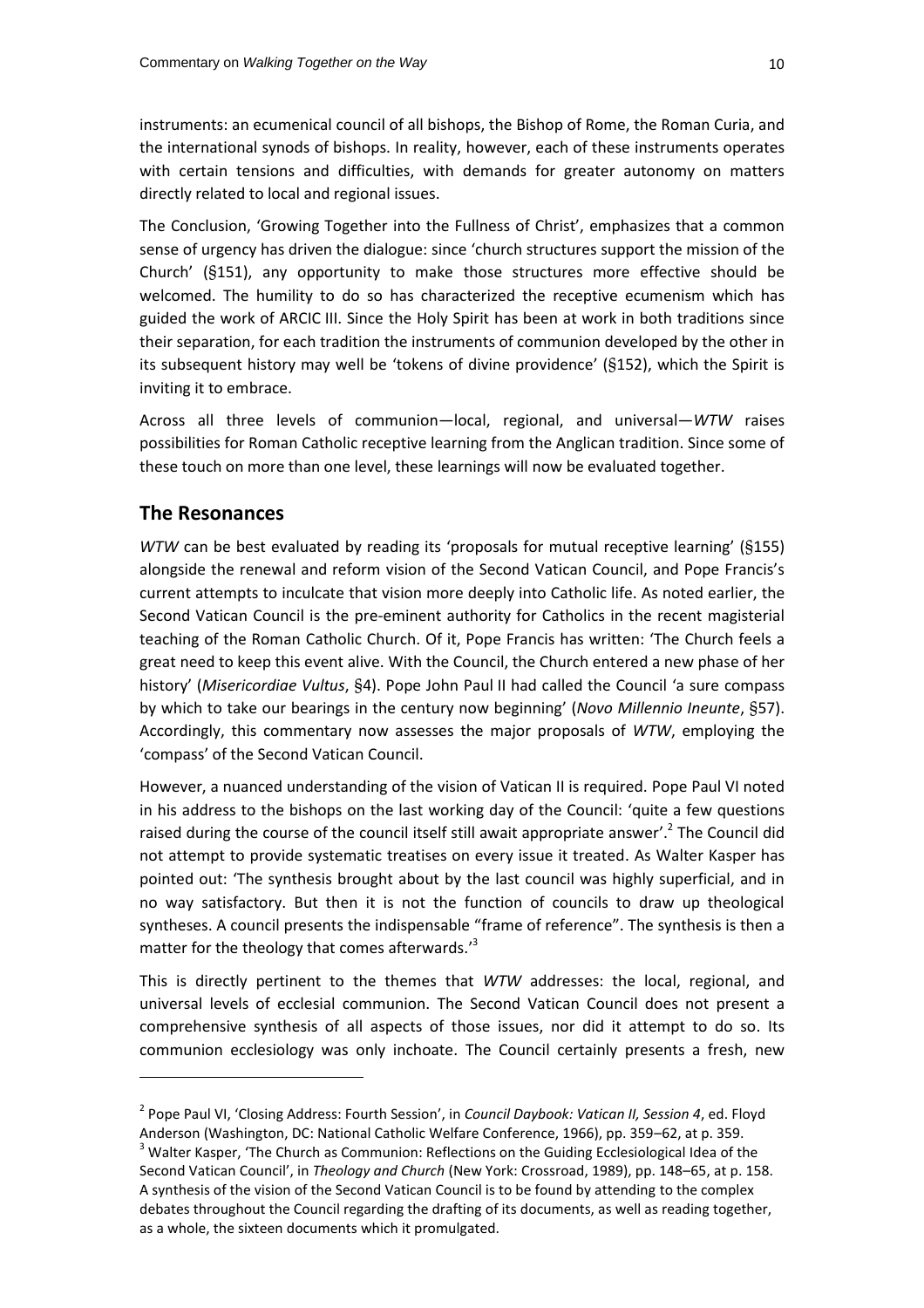instruments: an ecumenical council of all bishops, the Bishop of Rome, the Roman Curia, and the international synods of bishops. In reality, however, each of these instruments operates with certain tensions and difficulties, with demands for greater autonomy on matters directly related to local and regional issues.

The Conclusion, 'Growing Together into the Fullness of Christ', emphasizes that a common sense of urgency has driven the dialogue: since 'church structures support the mission of the Church' (§151), any opportunity to make those structures more effective should be welcomed. The humility to do so has characterized the receptive ecumenism which has guided the work of ARCIC III. Since the Holy Spirit has been at work in both traditions since their separation, for each tradition the instruments of communion developed by the other in its subsequent history may well be 'tokens of divine providence' (§152), which the Spirit is inviting it to embrace.

Across all three levels of communion—local, regional, and universal—*WTW* raises possibilities for Roman Catholic receptive learning from the Anglican tradition. Since some of these touch on more than one level, these learnings will now be evaluated together.

## The Resonances

*WTW* can be best evaluated by reading its 'proposals for mutual receptive learning' (§155) alongside the renewal and reform vision of the Second Vatican Council, and Pope Francis's current attempts to inculcate that vision more deeply into Catholic life. As noted earlier, the Second Vatican Council is the pre-eminent authority for Catholics in the recent magisterial teaching of the Roman Catholic Church. Of it, Pope Francis has written: 'The Church feels a great need to keep this event alive. With the Council, the Church entered a new phase of her history' (*Misericordiae Vultus*, §4). Pope John Paul II had called the Council 'a sure compass by which to take our bearings in the century now beginning' (*Novo Millennio Ineunte*, §57). Accordingly, this commentary now assesses the major proposals of *WTW*, employing the 'compass' of the Second Vatican Council.

However, a nuanced understanding of the vision of Vatican II is required. Pope Paul VI noted in his address to the bishops on the last working day of the Council: 'quite a few questions raised during the course of the council itself still await appropriate answer'.[2] The Council did not attempt to provide systematic treatises on every issue it treated. As Walter Kasper has pointed out: 'The synthesis brought about by the last council was highly superficial, and in no way satisfactory. But then it is not the function of councils to draw up theological syntheses. A council presents the indispensable "frame of reference". The synthesis is then a matter for the theology that comes afterwards.'[3]

This is directly pertinent to the themes that *WTW* addresses: the local, regional, and universal levels of ecclesial communion. The Second Vatican Council does not present a comprehensive synthesis of all aspects of those issues, nor did it attempt to do so. Its communion ecclesiology was only inchoate. The Council certainly presents a fresh, new

---

[2] Pope Paul VI, 'Closing Address: Fourth Session', in *Council Daybook: Vatican II, Session 4*, ed. Floyd Anderson (Washington, DC: National Catholic Welfare Conference, 1966), pp. 359–62, at p. 359.

[3] Walter Kasper, 'The Church as Communion: Reflections on the Guiding Ecclesiological Idea of the Second Vatican Council', in *Theology and Church* (New York: Crossroad, 1989), pp. 148–65, at p. 158. A synthesis of the vision of the Second Vatican Council is to be found by attending to the complex debates throughout the Council regarding the drafting of its documents, as well as reading together, as a whole, the sixteen documents which it promulgated.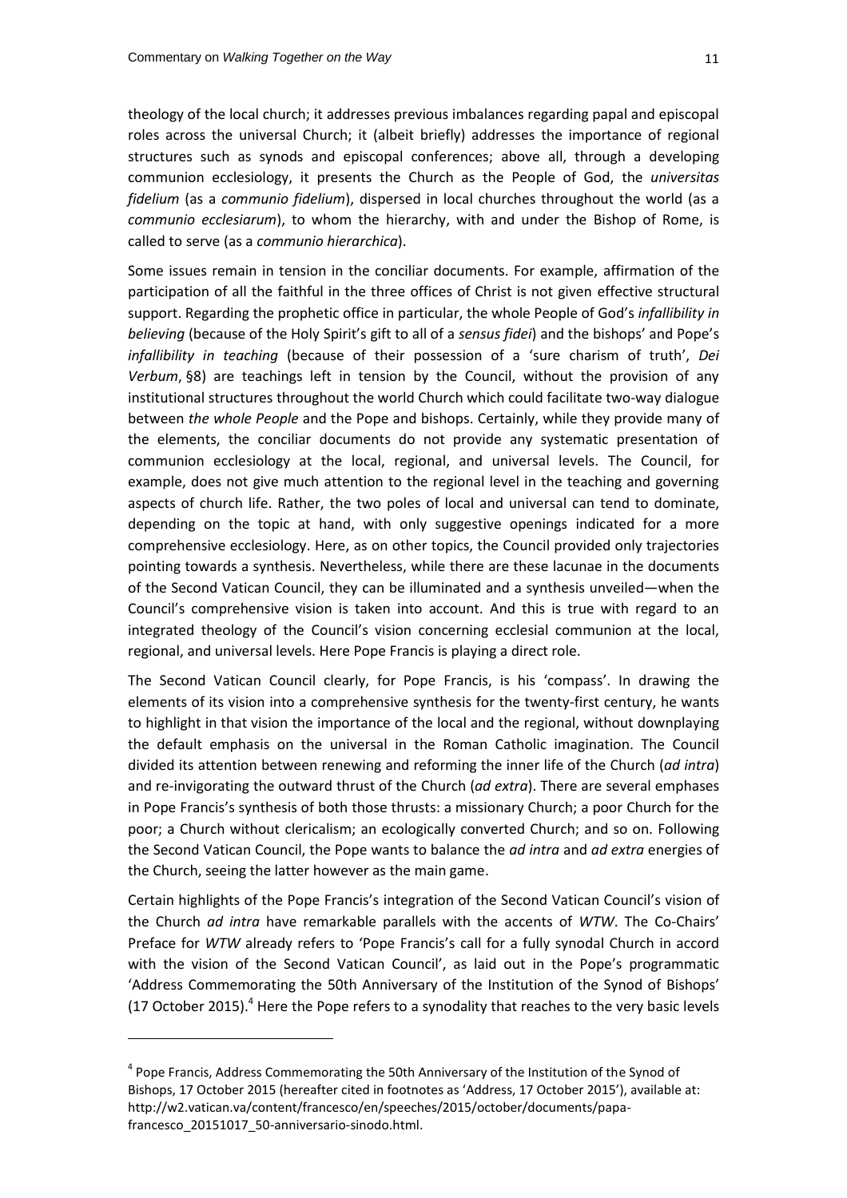theology of the local church; it addresses previous imbalances regarding papal and episcopal roles across the universal Church; it (albeit briefly) addresses the importance of regional structures such as synods and episcopal conferences; above all, through a developing communion ecclesiology, it presents the Church as the People of God, the *universitas fidelium* (as a *communio fidelium*), dispersed in local churches throughout the world (as a *communio ecclesiarum*), to whom the hierarchy, with and under the Bishop of Rome, is called to serve (as a *communio hierarchica*).

Some issues remain in tension in the conciliar documents. For example, affirmation of the participation of all the faithful in the three offices of Christ is not given effective structural support. Regarding the prophetic office in particular, the whole People of God's *infallibility in believing* (because of the Holy Spirit's gift to all of a *sensus fidei*) and the bishops' and Pope's *infallibility in teaching* (because of their possession of a 'sure charism of truth', *Dei Verbum*, §8) are teachings left in tension by the Council, without the provision of any institutional structures throughout the world Church which could facilitate two-way dialogue between *the whole People* and the Pope and bishops. Certainly, while they provide many of the elements, the conciliar documents do not provide any systematic presentation of communion ecclesiology at the local, regional, and universal levels. The Council, for example, does not give much attention to the regional level in the teaching and governing aspects of church life. Rather, the two poles of local and universal can tend to dominate, depending on the topic at hand, with only suggestive openings indicated for a more comprehensive ecclesiology. Here, as on other topics, the Council provided only trajectories pointing towards a synthesis. Nevertheless, while there are these lacunae in the documents of the Second Vatican Council, they can be illuminated and a synthesis unveiled—when the Council's comprehensive vision is taken into account. And this is true with regard to an integrated theology of the Council's vision concerning ecclesial communion at the local, regional, and universal levels. Here Pope Francis is playing a direct role.

The Second Vatican Council clearly, for Pope Francis, is his 'compass'. In drawing the elements of its vision into a comprehensive synthesis for the twenty-first century, he wants to highlight in that vision the importance of the local and the regional, without downplaying the default emphasis on the universal in the Roman Catholic imagination. The Council divided its attention between renewing and reforming the inner life of the Church (*ad intra*) and re-invigorating the outward thrust of the Church (*ad extra*). There are several emphases in Pope Francis's synthesis of both those thrusts: a missionary Church; a poor Church for the poor; a Church without clericalism; an ecologically converted Church; and so on. Following the Second Vatican Council, the Pope wants to balance the *ad intra* and *ad extra* energies of the Church, seeing the latter however as the main game.

Certain highlights of the Pope Francis's integration of the Second Vatican Council's vision of the Church *ad intra* have remarkable parallels with the accents of *WTW*. The Co-Chairs' Preface for *WTW* already refers to 'Pope Francis's call for a fully synodal Church in accord with the vision of the Second Vatican Council', as laid out in the Pope's programmatic 'Address Commemorating the 50th Anniversary of the Institution of the Synod of Bishops' (17 October 2015).[4] Here the Pope refers to a synodality that reaches to the very basic levels

---

[4] Pope Francis, Address Commemorating the 50th Anniversary of the Institution of the Synod of Bishops, 17 October 2015 (hereafter cited in footnotes as 'Address, 17 October 2015'), available at: http://w2.vatican.va/content/francesco/en/speeches/2015/october/documents/papa-francesco_20151017_50-anniversario-sinodo.html.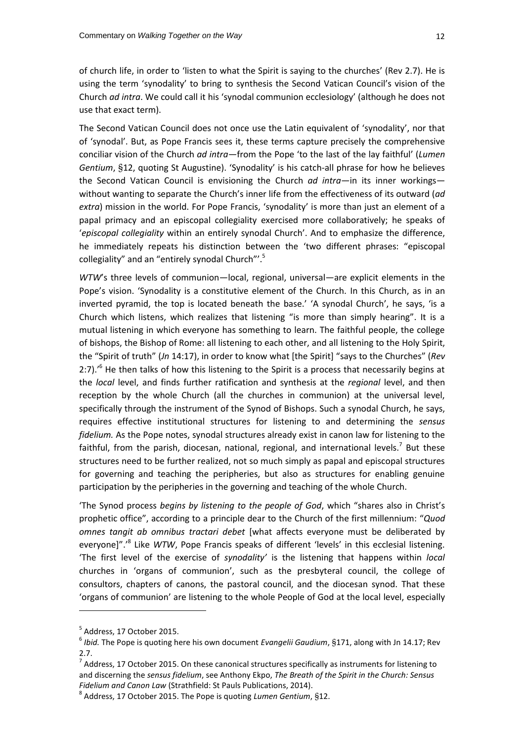of church life, in order to 'listen to what the Spirit is saying to the churches' (Rev 2.7). He is using the term 'synodality' to bring to synthesis the Second Vatican Council's vision of the Church *ad intra*. We could call it his 'synodal communion ecclesiology' (although he does not use that exact term).

The Second Vatican Council does not once use the Latin equivalent of 'synodality', nor that of 'synodal'. But, as Pope Francis sees it, these terms capture precisely the comprehensive conciliar vision of the Church *ad intra*—from the Pope 'to the last of the lay faithful' (*Lumen Gentium*, §12, quoting St Augustine). 'Synodality' is his catch-all phrase for how he believes the Second Vatican Council is envisioning the Church *ad intra*—in its inner workings—without wanting to separate the Church's inner life from the effectiveness of its outward (*ad extra*) mission in the world. For Pope Francis, 'synodality' is more than just an element of a papal primacy and an episcopal collegiality exercised more collaboratively; he speaks of '*episcopal collegiality* within an entirely synodal Church'. And to emphasize the difference, he immediately repeats his distinction between the 'two different phrases: "episcopal collegiality" and an "entirely synodal Church"'.[5]

*WTW*'s three levels of communion—local, regional, universal—are explicit elements in the Pope's vision. 'Synodality is a constitutive element of the Church. In this Church, as in an inverted pyramid, the top is located beneath the base.' 'A synodal Church', he says, 'is a Church which listens, which realizes that listening "is more than simply hearing". It is a mutual listening in which everyone has something to learn. The faithful people, the college of bishops, the Bishop of Rome: all listening to each other, and all listening to the Holy Spirit, the "Spirit of truth" (*Jn* 14:17), in order to know what [the Spirit] "says to the Churches" (*Rev* 2:7).'[6] He then talks of how this listening to the Spirit is a process that necessarily begins at the *local* level, and finds further ratification and synthesis at the *regional* level, and then reception by the whole Church (all the churches in communion) at the universal level, specifically through the instrument of the Synod of Bishops. Such a synodal Church, he says, requires effective institutional structures for listening to and determining the *sensus fidelium.* As the Pope notes, synodal structures already exist in canon law for listening to the faithful, from the parish, diocesan, national, regional, and international levels.[7] But these structures need to be further realized, not so much simply as papal and episcopal structures for governing and teaching the peripheries, but also as structures for enabling genuine participation by the peripheries in the governing and teaching of the whole Church.

'The Synod process *begins by listening to the people of God*, which "shares also in Christ's prophetic office", according to a principle dear to the Church of the first millennium: "*Quod omnes tangit ab omnibus tractari debet* [what affects everyone must be deliberated by everyone]".'[8] Like *WTW*, Pope Francis speaks of different 'levels' in this ecclesial listening. 'The first level of the exercise of *synodality'* is the listening that happens within *local* churches in 'organs of communion', such as the presbyteral council, the college of consultors, chapters of canons, the pastoral council, and the diocesan synod. That these 'organs of communion' are listening to the whole People of God at the local level, especially

---

[5] Address, 17 October 2015.

[6] *Ibid.* The Pope is quoting here his own document *Evangelii Gaudium*, §171, along with Jn 14.17; Rev 2.7.

[7] Address, 17 October 2015. On these canonical structures specifically as instruments for listening to and discerning the *sensus fidelium*, see Anthony Ekpo, *The Breath of the Spirit in the Church: Sensus Fidelium and Canon Law* (Strathfield: St Pauls Publications, 2014).

[8] Address, 17 October 2015. The Pope is quoting *Lumen Gentium*, §12.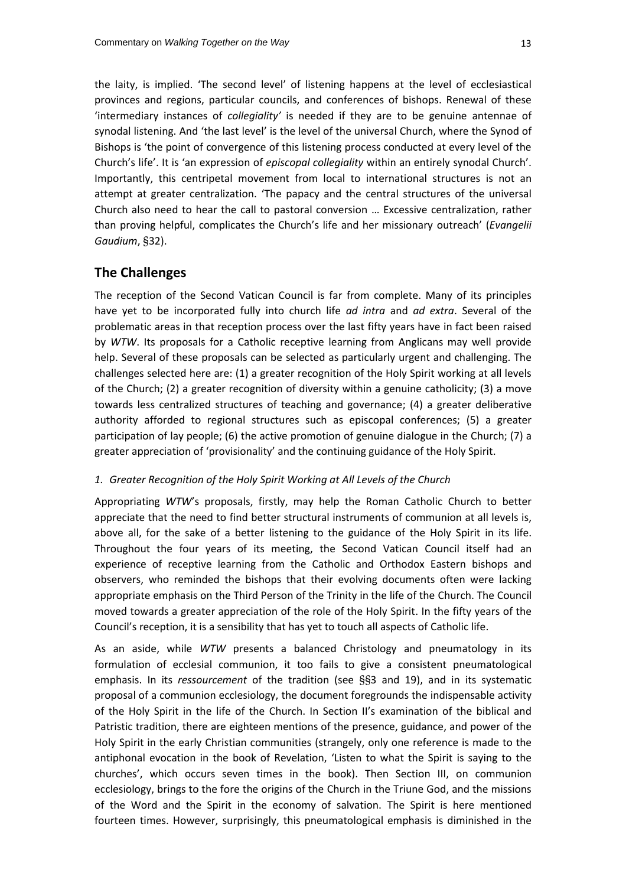the laity, is implied. 'The second level' of listening happens at the level of ecclesiastical provinces and regions, particular councils, and conferences of bishops. Renewal of these 'intermediary instances of *collegiality'* is needed if they are to be genuine antennae of synodal listening. And 'the last level' is the level of the universal Church, where the Synod of Bishops is 'the point of convergence of this listening process conducted at every level of the Church's life'. It is 'an expression of *episcopal collegiality* within an entirely synodal Church'. Importantly, this centripetal movement from local to international structures is not an attempt at greater centralization. 'The papacy and the central structures of the universal Church also need to hear the call to pastoral conversion … Excessive centralization, rather than proving helpful, complicates the Church's life and her missionary outreach' (*Evangelii Gaudium*, §32).

## The Challenges

The reception of the Second Vatican Council is far from complete. Many of its principles have yet to be incorporated fully into church life *ad intra* and *ad extra*. Several of the problematic areas in that reception process over the last fifty years have in fact been raised by *WTW*. Its proposals for a Catholic receptive learning from Anglicans may well provide help. Several of these proposals can be selected as particularly urgent and challenging. The challenges selected here are: (1) a greater recognition of the Holy Spirit working at all levels of the Church; (2) a greater recognition of diversity within a genuine catholicity; (3) a move towards less centralized structures of teaching and governance; (4) a greater deliberative authority afforded to regional structures such as episcopal conferences; (5) a greater participation of lay people; (6) the active promotion of genuine dialogue in the Church; (7) a greater appreciation of 'provisionality' and the continuing guidance of the Holy Spirit.

### *1. Greater Recognition of the Holy Spirit Working at All Levels of the Church*

Appropriating *WTW*'s proposals, firstly, may help the Roman Catholic Church to better appreciate that the need to find better structural instruments of communion at all levels is, above all, for the sake of a better listening to the guidance of the Holy Spirit in its life. Throughout the four years of its meeting, the Second Vatican Council itself had an experience of receptive learning from the Catholic and Orthodox Eastern bishops and observers, who reminded the bishops that their evolving documents often were lacking appropriate emphasis on the Third Person of the Trinity in the life of the Church. The Council moved towards a greater appreciation of the role of the Holy Spirit. In the fifty years of the Council's reception, it is a sensibility that has yet to touch all aspects of Catholic life.

As an aside, while *WTW* presents a balanced Christology and pneumatology in its formulation of ecclesial communion, it too fails to give a consistent pneumatological emphasis. In its *ressourcement* of the tradition (see §§3 and 19), and in its systematic proposal of a communion ecclesiology, the document foregrounds the indispensable activity of the Holy Spirit in the life of the Church. In Section II's examination of the biblical and Patristic tradition, there are eighteen mentions of the presence, guidance, and power of the Holy Spirit in the early Christian communities (strangely, only one reference is made to the antiphonal evocation in the book of Revelation, 'Listen to what the Spirit is saying to the churches', which occurs seven times in the book). Then Section III, on communion ecclesiology, brings to the fore the origins of the Church in the Triune God, and the missions of the Word and the Spirit in the economy of salvation. The Spirit is here mentioned fourteen times. However, surprisingly, this pneumatological emphasis is diminished in the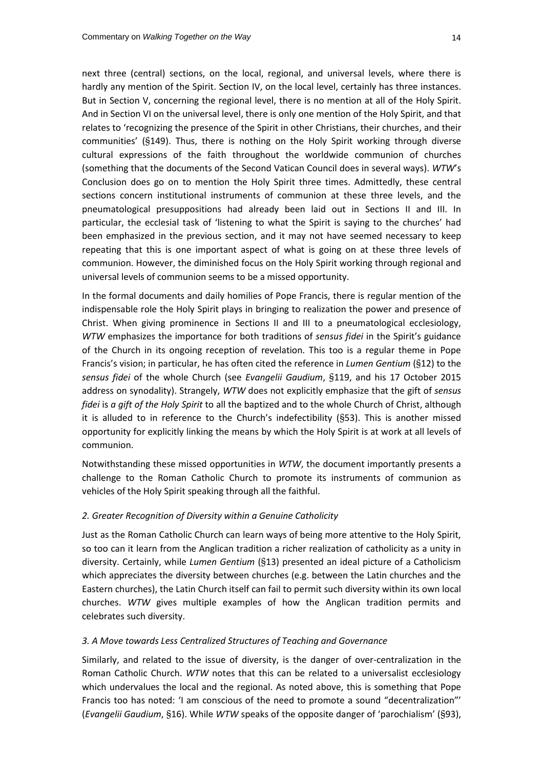next three (central) sections, on the local, regional, and universal levels, where there is hardly any mention of the Spirit. Section IV, on the local level, certainly has three instances. But in Section V, concerning the regional level, there is no mention at all of the Holy Spirit. And in Section VI on the universal level, there is only one mention of the Holy Spirit, and that relates to 'recognizing the presence of the Spirit in other Christians, their churches, and their communities' (§149). Thus, there is nothing on the Holy Spirit working through diverse cultural expressions of the faith throughout the worldwide communion of churches (something that the documents of the Second Vatican Council does in several ways). *WTW*'s Conclusion does go on to mention the Holy Spirit three times. Admittedly, these central sections concern institutional instruments of communion at these three levels, and the pneumatological presuppositions had already been laid out in Sections II and III. In particular, the ecclesial task of 'listening to what the Spirit is saying to the churches' had been emphasized in the previous section, and it may not have seemed necessary to keep repeating that this is one important aspect of what is going on at these three levels of communion. However, the diminished focus on the Holy Spirit working through regional and universal levels of communion seems to be a missed opportunity.

In the formal documents and daily homilies of Pope Francis, there is regular mention of the indispensable role the Holy Spirit plays in bringing to realization the power and presence of Christ. When giving prominence in Sections II and III to a pneumatological ecclesiology, *WTW* emphasizes the importance for both traditions of *sensus fidei* in the Spirit's guidance of the Church in its ongoing reception of revelation. This too is a regular theme in Pope Francis's vision; in particular, he has often cited the reference in *Lumen Gentium* (§12) to the *sensus fidei* of the whole Church (see *Evangelii Gaudium*, §119, and his 17 October 2015 address on synodality). Strangely, *WTW* does not explicitly emphasize that the gift of *sensus fidei* is *a gift of the Holy Spirit* to all the baptized and to the whole Church of Christ, although it is alluded to in reference to the Church's indefectibility (§53). This is another missed opportunity for explicitly linking the means by which the Holy Spirit is at work at all levels of communion.

Notwithstanding these missed opportunities in *WTW*, the document importantly presents a challenge to the Roman Catholic Church to promote its instruments of communion as vehicles of the Holy Spirit speaking through all the faithful.

### *2. Greater Recognition of Diversity within a Genuine Catholicity*

Just as the Roman Catholic Church can learn ways of being more attentive to the Holy Spirit, so too can it learn from the Anglican tradition a richer realization of catholicity as a unity in diversity. Certainly, while *Lumen Gentium* (§13) presented an ideal picture of a Catholicism which appreciates the diversity between churches (e.g. between the Latin churches and the Eastern churches), the Latin Church itself can fail to permit such diversity within its own local churches. *WTW* gives multiple examples of how the Anglican tradition permits and celebrates such diversity.

### *3. A Move towards Less Centralized Structures of Teaching and Governance*

Similarly, and related to the issue of diversity, is the danger of over-centralization in the Roman Catholic Church. *WTW* notes that this can be related to a universalist ecclesiology which undervalues the local and the regional. As noted above, this is something that Pope Francis too has noted: 'I am conscious of the need to promote a sound "decentralization"' (*Evangelii Gaudium*, §16). While *WTW* speaks of the opposite danger of 'parochialism' (§93),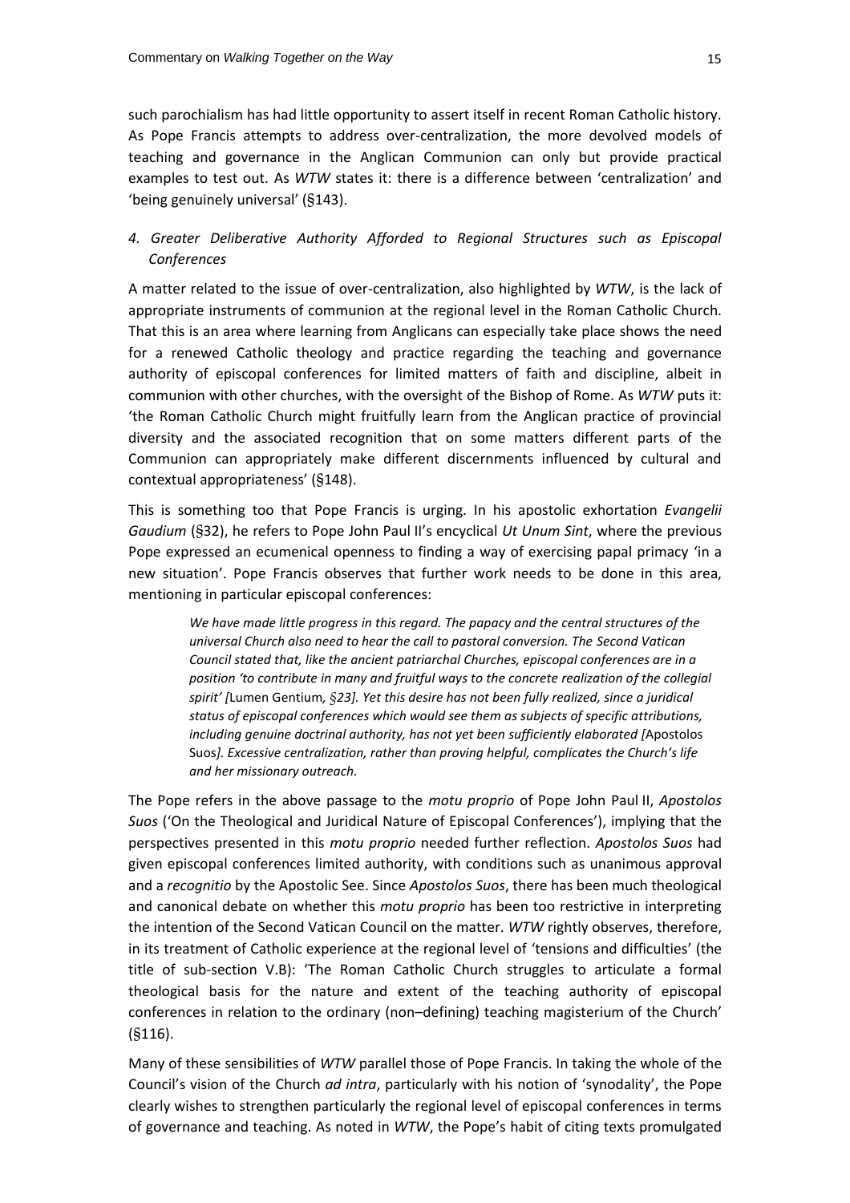such parochialism has had little opportunity to assert itself in recent Roman Catholic history. As Pope Francis attempts to address over-centralization, the more devolved models of teaching and governance in the Anglican Communion can only but provide practical examples to test out. As *WTW* states it: there is a difference between 'centralization' and 'being genuinely universal' (§143).

#### *4. Greater Deliberative Authority Afforded to Regional Structures such as Episcopal Conferences*

A matter related to the issue of over-centralization, also highlighted by *WTW*, is the lack of appropriate instruments of communion at the regional level in the Roman Catholic Church. That this is an area where learning from Anglicans can especially take place shows the need for a renewed Catholic theology and practice regarding the teaching and governance authority of episcopal conferences for limited matters of faith and discipline, albeit in communion with other churches, with the oversight of the Bishop of Rome. As *WTW* puts it: 'the Roman Catholic Church might fruitfully learn from the Anglican practice of provincial diversity and the associated recognition that on some matters different parts of the Communion can appropriately make different discernments influenced by cultural and contextual appropriateness' (§148).

This is something too that Pope Francis is urging. In his apostolic exhortation *Evangelii Gaudium* (§32), he refers to Pope John Paul II's encyclical *Ut Unum Sint*, where the previous Pope expressed an ecumenical openness to finding a way of exercising papal primacy 'in a new situation'. Pope Francis observes that further work needs to be done in this area, mentioning in particular episcopal conferences:

> *We have made little progress in this regard. The papacy and the central structures of the universal Church also need to hear the call to pastoral conversion. The Second Vatican Council stated that, like the ancient patriarchal Churches, episcopal conferences are in a position 'to contribute in many and fruitful ways to the concrete realization of the collegial spirit' [*Lumen Gentium*, §23]. Yet this desire has not been fully realized, since a juridical status of episcopal conferences which would see them as subjects of specific attributions, including genuine doctrinal authority, has not yet been sufficiently elaborated [*Apostolos Suos*]. Excessive centralization, rather than proving helpful, complicates the Church's life and her missionary outreach.*

The Pope refers in the above passage to the *motu proprio* of Pope John Paul II, *Apostolos Suos* ('On the Theological and Juridical Nature of Episcopal Conferences'), implying that the perspectives presented in this *motu proprio* needed further reflection. *Apostolos Suos* had given episcopal conferences limited authority, with conditions such as unanimous approval and a *recognitio* by the Apostolic See. Since *Apostolos Suos*, there has been much theological and canonical debate on whether this *motu proprio* has been too restrictive in interpreting the intention of the Second Vatican Council on the matter. *WTW* rightly observes, therefore, in its treatment of Catholic experience at the regional level of 'tensions and difficulties' (the title of sub-section V.B): 'The Roman Catholic Church struggles to articulate a formal theological basis for the nature and extent of the teaching authority of episcopal conferences in relation to the ordinary (non–defining) teaching magisterium of the Church' (§116).

Many of these sensibilities of *WTW* parallel those of Pope Francis. In taking the whole of the Council's vision of the Church *ad intra*, particularly with his notion of 'synodality', the Pope clearly wishes to strengthen particularly the regional level of episcopal conferences in terms of governance and teaching. As noted in *WTW*, the Pope's habit of citing texts promulgated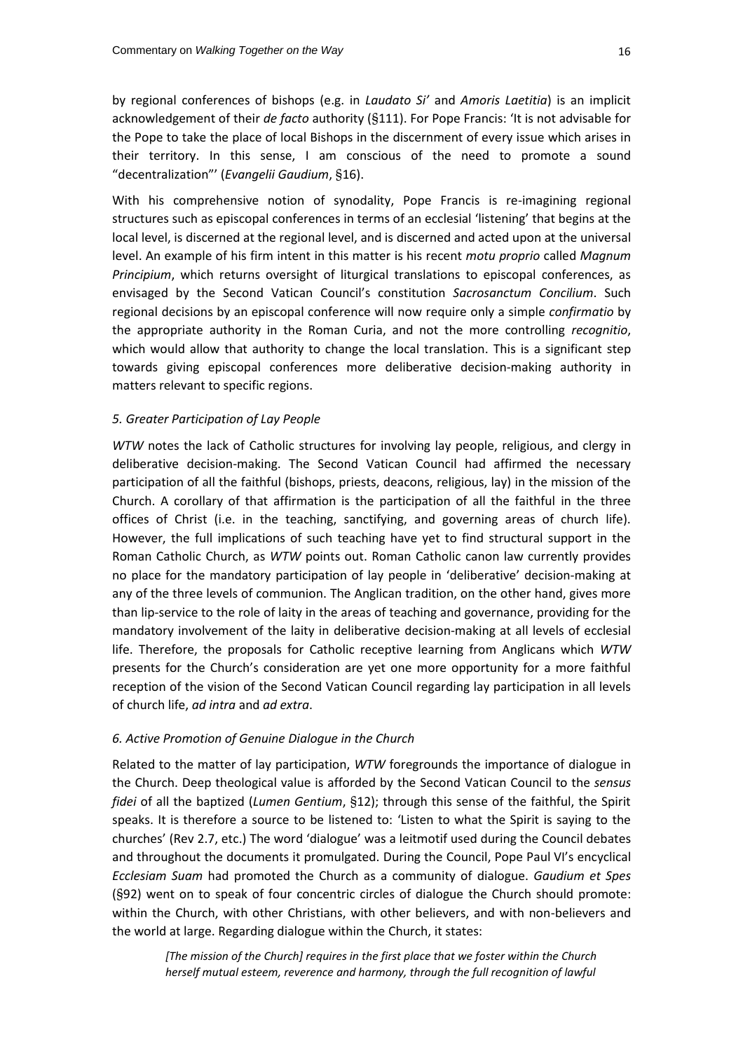by regional conferences of bishops (e.g. in *Laudato Si'* and *Amoris Laetitia*) is an implicit acknowledgement of their *de facto* authority (§111). For Pope Francis: 'It is not advisable for the Pope to take the place of local Bishops in the discernment of every issue which arises in their territory. In this sense, I am conscious of the need to promote a sound "decentralization"' (*Evangelii Gaudium*, §16).

With his comprehensive notion of synodality, Pope Francis is re-imagining regional structures such as episcopal conferences in terms of an ecclesial 'listening' that begins at the local level, is discerned at the regional level, and is discerned and acted upon at the universal level. An example of his firm intent in this matter is his recent *motu proprio* called *Magnum Principium*, which returns oversight of liturgical translations to episcopal conferences, as envisaged by the Second Vatican Council's constitution *Sacrosanctum Concilium*. Such regional decisions by an episcopal conference will now require only a simple *confirmatio* by the appropriate authority in the Roman Curia, and not the more controlling *recognitio*, which would allow that authority to change the local translation. This is a significant step towards giving episcopal conferences more deliberative decision-making authority in matters relevant to specific regions.

### *5. Greater Participation of Lay People*

*WTW* notes the lack of Catholic structures for involving lay people, religious, and clergy in deliberative decision-making. The Second Vatican Council had affirmed the necessary participation of all the faithful (bishops, priests, deacons, religious, lay) in the mission of the Church. A corollary of that affirmation is the participation of all the faithful in the three offices of Christ (i.e. in the teaching, sanctifying, and governing areas of church life). However, the full implications of such teaching have yet to find structural support in the Roman Catholic Church, as *WTW* points out. Roman Catholic canon law currently provides no place for the mandatory participation of lay people in 'deliberative' decision-making at any of the three levels of communion. The Anglican tradition, on the other hand, gives more than lip-service to the role of laity in the areas of teaching and governance, providing for the mandatory involvement of the laity in deliberative decision-making at all levels of ecclesial life. Therefore, the proposals for Catholic receptive learning from Anglicans which *WTW* presents for the Church's consideration are yet one more opportunity for a more faithful reception of the vision of the Second Vatican Council regarding lay participation in all levels of church life, *ad intra* and *ad extra*.

### *6. Active Promotion of Genuine Dialogue in the Church*

Related to the matter of lay participation, *WTW* foregrounds the importance of dialogue in the Church. Deep theological value is afforded by the Second Vatican Council to the *sensus fidei* of all the baptized (*Lumen Gentium*, §12); through this sense of the faithful, the Spirit speaks. It is therefore a source to be listened to: 'Listen to what the Spirit is saying to the churches' (Rev 2.7, etc.) The word 'dialogue' was a leitmotif used during the Council debates and throughout the documents it promulgated. During the Council, Pope Paul VI's encyclical *Ecclesiam Suam* had promoted the Church as a community of dialogue. *Gaudium et Spes* (§92) went on to speak of four concentric circles of dialogue the Church should promote: within the Church, with other Christians, with other believers, and with non-believers and the world at large. Regarding dialogue within the Church, it states:

> *[The mission of the Church] requires in the first place that we foster within the Church herself mutual esteem, reverence and harmony, through the full recognition of lawful*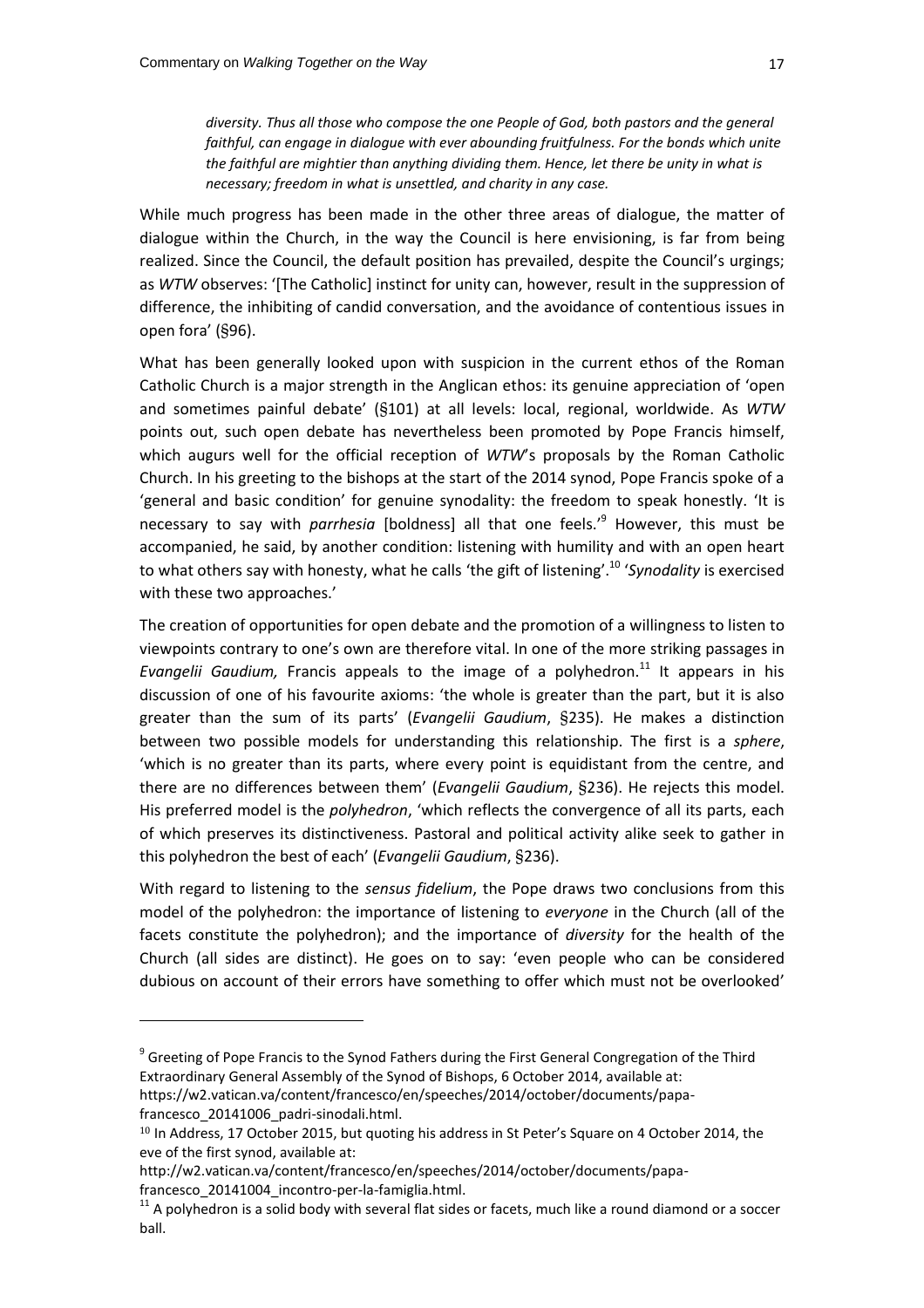*diversity. Thus all those who compose the one People of God, both pastors and the general faithful, can engage in dialogue with ever abounding fruitfulness. For the bonds which unite the faithful are mightier than anything dividing them. Hence, let there be unity in what is necessary; freedom in what is unsettled, and charity in any case.*

While much progress has been made in the other three areas of dialogue, the matter of dialogue within the Church, in the way the Council is here envisioning, is far from being realized. Since the Council, the default position has prevailed, despite the Council's urgings; as *WTW* observes: '[The Catholic] instinct for unity can, however, result in the suppression of difference, the inhibiting of candid conversation, and the avoidance of contentious issues in open fora' (§96).

What has been generally looked upon with suspicion in the current ethos of the Roman Catholic Church is a major strength in the Anglican ethos: its genuine appreciation of 'open and sometimes painful debate' (§101) at all levels: local, regional, worldwide. As *WTW* points out, such open debate has nevertheless been promoted by Pope Francis himself, which augurs well for the official reception of *WTW*'s proposals by the Roman Catholic Church. In his greeting to the bishops at the start of the 2014 synod, Pope Francis spoke of a 'general and basic condition' for genuine synodality: the freedom to speak honestly. 'It is necessary to say with *parrhesia* [boldness] all that one feels.'[9] However, this must be accompanied, he said, by another condition: listening with humility and with an open heart to what others say with honesty, what he calls 'the gift of listening'.[10] '*Synodality* is exercised with these two approaches.'

The creation of opportunities for open debate and the promotion of a willingness to listen to viewpoints contrary to one's own are therefore vital. In one of the more striking passages in *Evangelii Gaudium,* Francis appeals to the image of a polyhedron.[11] It appears in his discussion of one of his favourite axioms: 'the whole is greater than the part, but it is also greater than the sum of its parts' (*Evangelii Gaudium*, §235). He makes a distinction between two possible models for understanding this relationship. The first is a *sphere*, 'which is no greater than its parts, where every point is equidistant from the centre, and there are no differences between them' (*Evangelii Gaudium*, §236). He rejects this model. His preferred model is the *polyhedron*, 'which reflects the convergence of all its parts, each of which preserves its distinctiveness. Pastoral and political activity alike seek to gather in this polyhedron the best of each' (*Evangelii Gaudium*, §236).

With regard to listening to the *sensus fidelium*, the Pope draws two conclusions from this model of the polyhedron: the importance of listening to *everyone* in the Church (all of the facets constitute the polyhedron); and the importance of *diversity* for the health of the Church (all sides are distinct). He goes on to say: 'even people who can be considered dubious on account of their errors have something to offer which must not be overlooked'

---

[9] Greeting of Pope Francis to the Synod Fathers during the First General Congregation of the Third Extraordinary General Assembly of the Synod of Bishops, 6 October 2014, available at: https://w2.vatican.va/content/francesco/en/speeches/2014/october/documents/papa-francesco_20141006_padri-sinodali.html.

[10] In Address, 17 October 2015, but quoting his address in St Peter's Square on 4 October 2014, the eve of the first synod, available at: http://w2.vatican.va/content/francesco/en/speeches/2014/october/documents/papa-francesco_20141004_incontro-per-la-famiglia.html.

[11] A polyhedron is a solid body with several flat sides or facets, much like a round diamond or a soccer ball.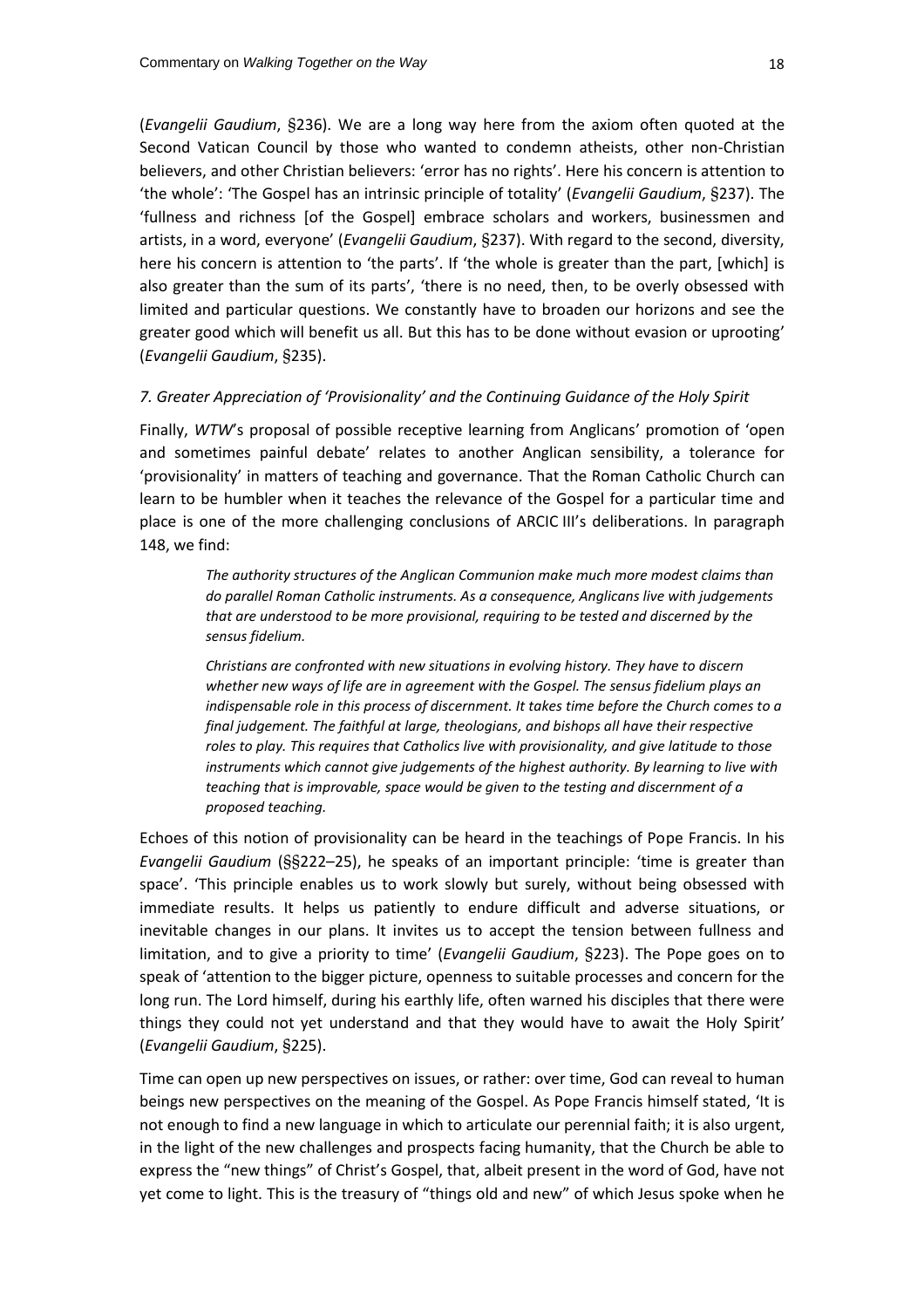(*Evangelii Gaudium*, §236). We are a long way here from the axiom often quoted at the Second Vatican Council by those who wanted to condemn atheists, other non-Christian believers, and other Christian believers: 'error has no rights'. Here his concern is attention to 'the whole': 'The Gospel has an intrinsic principle of totality' (*Evangelii Gaudium*, §237). The 'fullness and richness [of the Gospel] embrace scholars and workers, businessmen and artists, in a word, everyone' (*Evangelii Gaudium*, §237). With regard to the second, diversity, here his concern is attention to 'the parts'. If 'the whole is greater than the part, [which] is also greater than the sum of its parts', 'there is no need, then, to be overly obsessed with limited and particular questions. We constantly have to broaden our horizons and see the greater good which will benefit us all. But this has to be done without evasion or uprooting' (*Evangelii Gaudium*, §235).

*7. Greater Appreciation of 'Provisionality' and the Continuing Guidance of the Holy Spirit*

Finally, *WTW*'s proposal of possible receptive learning from Anglicans' promotion of 'open and sometimes painful debate' relates to another Anglican sensibility, a tolerance for 'provisionality' in matters of teaching and governance. That the Roman Catholic Church can learn to be humbler when it teaches the relevance of the Gospel for a particular time and place is one of the more challenging conclusions of ARCIC III's deliberations. In paragraph 148, we find:

> *The authority structures of the Anglican Communion make much more modest claims than do parallel Roman Catholic instruments. As a consequence, Anglicans live with judgements that are understood to be more provisional, requiring to be tested and discerned by the sensus fidelium.*
>
> *Christians are confronted with new situations in evolving history. They have to discern whether new ways of life are in agreement with the Gospel. The sensus fidelium plays an indispensable role in this process of discernment. It takes time before the Church comes to a final judgement. The faithful at large, theologians, and bishops all have their respective roles to play. This requires that Catholics live with provisionality, and give latitude to those instruments which cannot give judgements of the highest authority. By learning to live with teaching that is improvable, space would be given to the testing and discernment of a proposed teaching.*

Echoes of this notion of provisionality can be heard in the teachings of Pope Francis. In his *Evangelii Gaudium* (§§222–25), he speaks of an important principle: 'time is greater than space'. 'This principle enables us to work slowly but surely, without being obsessed with immediate results. It helps us patiently to endure difficult and adverse situations, or inevitable changes in our plans. It invites us to accept the tension between fullness and limitation, and to give a priority to time' (*Evangelii Gaudium*, §223). The Pope goes on to speak of 'attention to the bigger picture, openness to suitable processes and concern for the long run. The Lord himself, during his earthly life, often warned his disciples that there were things they could not yet understand and that they would have to await the Holy Spirit' (*Evangelii Gaudium*, §225).

Time can open up new perspectives on issues, or rather: over time, God can reveal to human beings new perspectives on the meaning of the Gospel. As Pope Francis himself stated, 'It is not enough to find a new language in which to articulate our perennial faith; it is also urgent, in the light of the new challenges and prospects facing humanity, that the Church be able to express the "new things" of Christ's Gospel, that, albeit present in the word of God, have not yet come to light. This is the treasury of "things old and new" of which Jesus spoke when he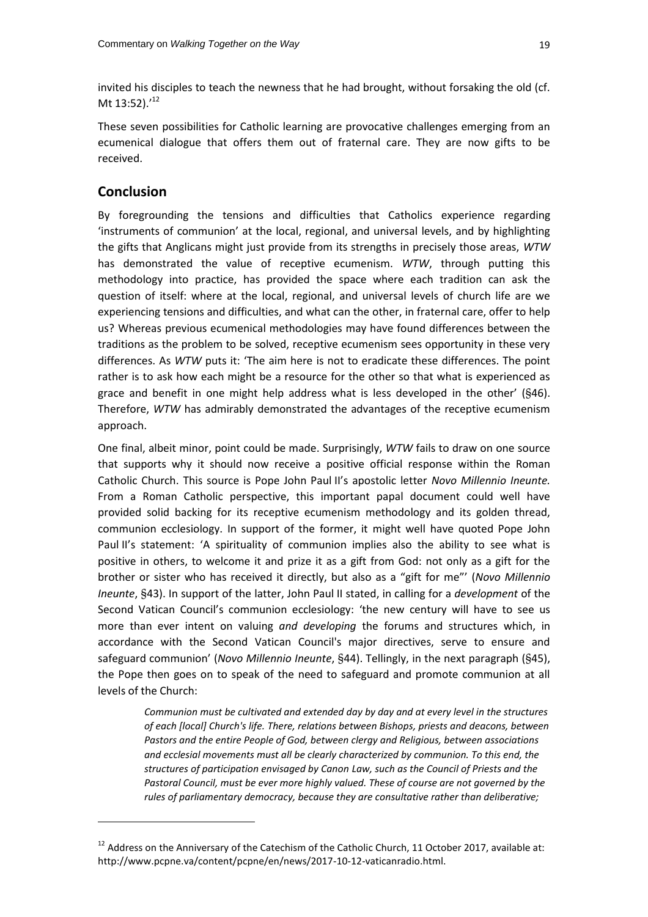invited his disciples to teach the newness that he had brought, without forsaking the old (cf. Mt 13:52).'[12]

These seven possibilities for Catholic learning are provocative challenges emerging from an ecumenical dialogue that offers them out of fraternal care. They are now gifts to be received.

## Conclusion

By foregrounding the tensions and difficulties that Catholics experience regarding 'instruments of communion' at the local, regional, and universal levels, and by highlighting the gifts that Anglicans might just provide from its strengths in precisely those areas, *WTW* has demonstrated the value of receptive ecumenism. *WTW*, through putting this methodology into practice, has provided the space where each tradition can ask the question of itself: where at the local, regional, and universal levels of church life are we experiencing tensions and difficulties, and what can the other, in fraternal care, offer to help us? Whereas previous ecumenical methodologies may have found differences between the traditions as the problem to be solved, receptive ecumenism sees opportunity in these very differences. As *WTW* puts it: 'The aim here is not to eradicate these differences. The point rather is to ask how each might be a resource for the other so that what is experienced as grace and benefit in one might help address what is less developed in the other' (§46). Therefore, *WTW* has admirably demonstrated the advantages of the receptive ecumenism approach.

One final, albeit minor, point could be made. Surprisingly, *WTW* fails to draw on one source that supports why it should now receive a positive official response within the Roman Catholic Church. This source is Pope John Paul II's apostolic letter *Novo Millennio Ineunte.* From a Roman Catholic perspective, this important papal document could well have provided solid backing for its receptive ecumenism methodology and its golden thread, communion ecclesiology. In support of the former, it might well have quoted Pope John Paul II's statement: 'A spirituality of communion implies also the ability to see what is positive in others, to welcome it and prize it as a gift from God: not only as a gift for the brother or sister who has received it directly, but also as a "gift for me"' (*Novo Millennio Ineunte*, §43). In support of the latter, John Paul II stated, in calling for a *development* of the Second Vatican Council's communion ecclesiology: 'the new century will have to see us more than ever intent on valuing *and developing* the forums and structures which, in accordance with the Second Vatican Council's major directives, serve to ensure and safeguard communion' (*Novo Millennio Ineunte*, §44). Tellingly, in the next paragraph (§45), the Pope then goes on to speak of the need to safeguard and promote communion at all levels of the Church:

> *Communion must be cultivated and extended day by day and at every level in the structures of each [local] Church's life. There, relations between Bishops, priests and deacons, between Pastors and the entire People of God, between clergy and Religious, between associations and ecclesial movements must all be clearly characterized by communion. To this end, the structures of participation envisaged by Canon Law, such as the Council of Priests and the Pastoral Council, must be ever more highly valued. These of course are not governed by the rules of parliamentary democracy, because they are consultative rather than deliberative;*

---

[12] Address on the Anniversary of the Catechism of the Catholic Church, 11 October 2017, available at: http://www.pcpne.va/content/pcpne/en/news/2017-10-12-vaticanradio.html.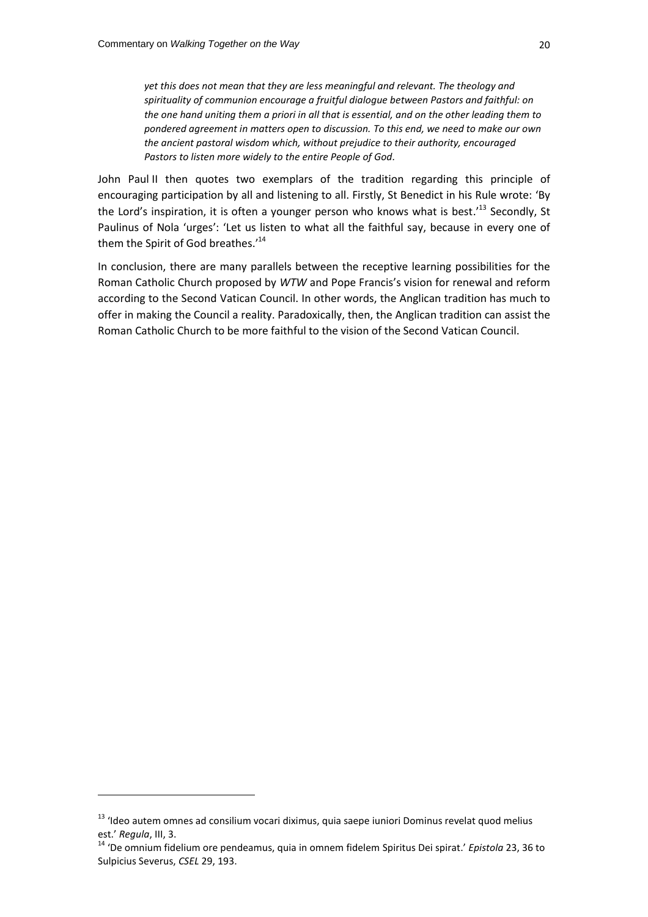> *yet this does not mean that they are less meaningful and relevant. The theology and spirituality of communion encourage a fruitful dialogue between Pastors and faithful: on the one hand uniting them a priori in all that is essential, and on the other leading them to pondered agreement in matters open to discussion. To this end, we need to make our own the ancient pastoral wisdom which, without prejudice to their authority, encouraged Pastors to listen more widely to the entire People of God.*

John Paul II then quotes two exemplars of the tradition regarding this principle of encouraging participation by all and listening to all. Firstly, St Benedict in his Rule wrote: 'By the Lord's inspiration, it is often a younger person who knows what is best.'[13] Secondly, St Paulinus of Nola 'urges': 'Let us listen to what all the faithful say, because in every one of them the Spirit of God breathes.'[14]

In conclusion, there are many parallels between the receptive learning possibilities for the Roman Catholic Church proposed by *WTW* and Pope Francis's vision for renewal and reform according to the Second Vatican Council. In other words, the Anglican tradition has much to offer in making the Council a reality. Paradoxically, then, the Anglican tradition can assist the Roman Catholic Church to be more faithful to the vision of the Second Vatican Council.

---

[13] 'Ideo autem omnes ad consilium vocari diximus, quia saepe iuniori Dominus revelat quod melius est.' *Regula*, III, 3.

[14] 'De omnium fidelium ore pendeamus, quia in omnem fidelem Spiritus Dei spirat.' *Epistola* 23, 36 to Sulpicius Severus, *CSEL* 29, 193.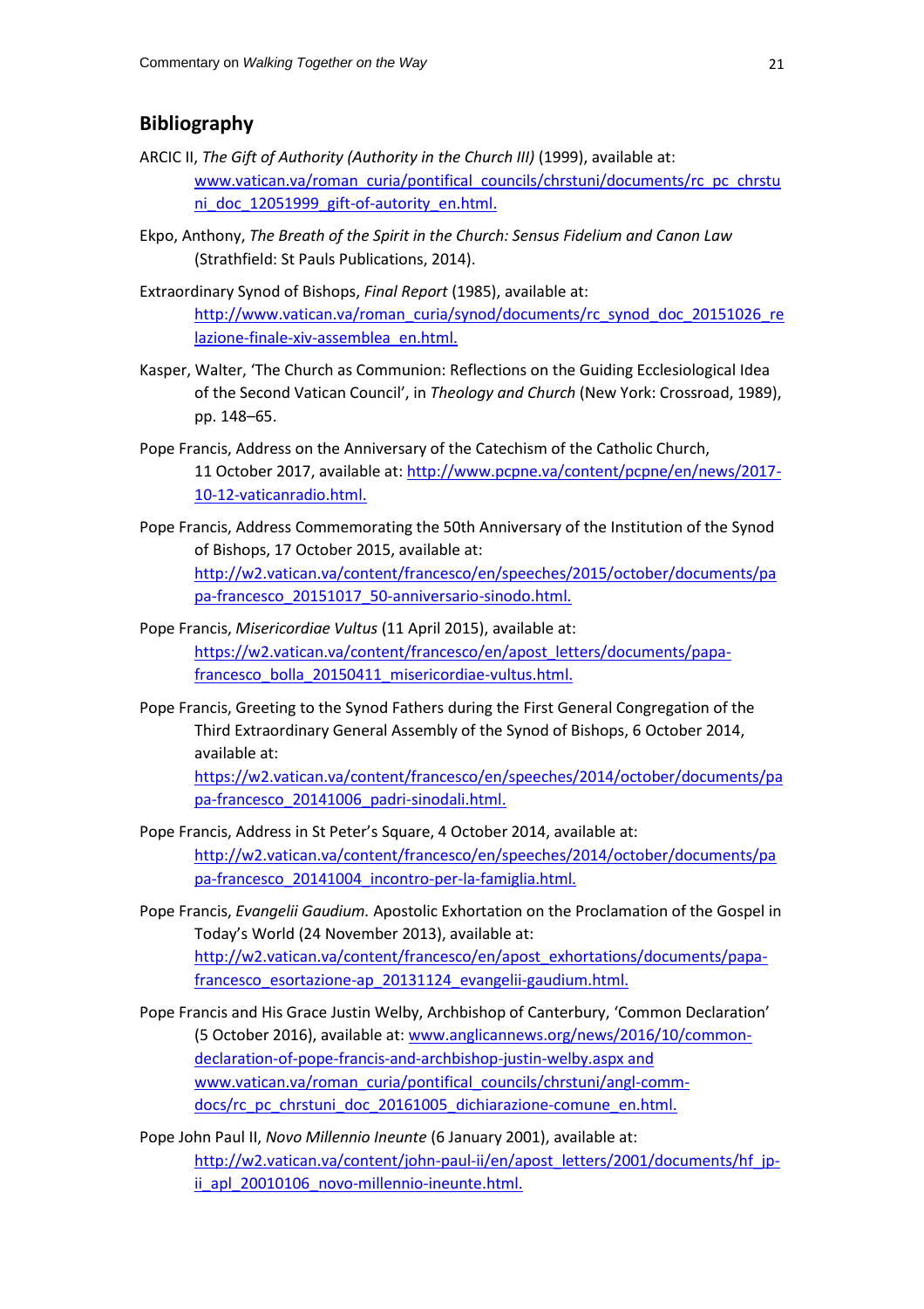## Bibliography

ARCIC II, *The Gift of Authority (Authority in the Church III)* (1999), available at: www.vatican.va/roman_curia/pontifical_councils/chrstuni/documents/rc_pc_chrstuni_doc_12051999_gift-of-autority_en.html.

Ekpo, Anthony, *The Breath of the Spirit in the Church: Sensus Fidelium and Canon Law* (Strathfield: St Pauls Publications, 2014).

Extraordinary Synod of Bishops, *Final Report* (1985), available at: http://www.vatican.va/roman_curia/synod/documents/rc_synod_doc_20151026_relazione-finale-xiv-assemblea_en.html.

Kasper, Walter, 'The Church as Communion: Reflections on the Guiding Ecclesiological Idea of the Second Vatican Council', in *Theology and Church* (New York: Crossroad, 1989), pp. 148–65.

Pope Francis, Address on the Anniversary of the Catechism of the Catholic Church, 11 October 2017, available at: http://www.pcpne.va/content/pcpne/en/news/2017-10-12-vaticanradio.html.

Pope Francis, Address Commemorating the 50th Anniversary of the Institution of the Synod of Bishops, 17 October 2015, available at: http://w2.vatican.va/content/francesco/en/speeches/2015/october/documents/papa-francesco_20151017_50-anniversario-sinodo.html.

Pope Francis, *Misericordiae Vultus* (11 April 2015), available at: https://w2.vatican.va/content/francesco/en/apost_letters/documents/papa-francesco_bolla_20150411_misericordiae-vultus.html.

Pope Francis, Greeting to the Synod Fathers during the First General Congregation of the Third Extraordinary General Assembly of the Synod of Bishops, 6 October 2014, available at: https://w2.vatican.va/content/francesco/en/speeches/2014/october/documents/papa-francesco_20141006_padri-sinodali.html.

Pope Francis, Address in St Peter's Square, 4 October 2014, available at: http://w2.vatican.va/content/francesco/en/speeches/2014/october/documents/papa-francesco_20141004_incontro-per-la-famiglia.html.

Pope Francis, *Evangelii Gaudium.* Apostolic Exhortation on the Proclamation of the Gospel in Today's World (24 November 2013), available at: http://w2.vatican.va/content/francesco/en/apost_exhortations/documents/papa-francesco_esortazione-ap_20131124_evangelii-gaudium.html.

Pope Francis and His Grace Justin Welby, Archbishop of Canterbury, 'Common Declaration' (5 October 2016), available at: www.anglicannews.org/news/2016/10/common-declaration-of-pope-francis-and-archbishop-justin-welby.aspx and www.vatican.va/roman_curia/pontifical_councils/chrstuni/angl-comm-docs/rc_pc_chrstuni_doc_20161005_dichiarazione-comune_en.html.

Pope John Paul II, *Novo Millennio Ineunte* (6 January 2001), available at: http://w2.vatican.va/content/john-paul-ii/en/apost_letters/2001/documents/hf_jp-ii_apl_20010106_novo-millennio-ineunte.html.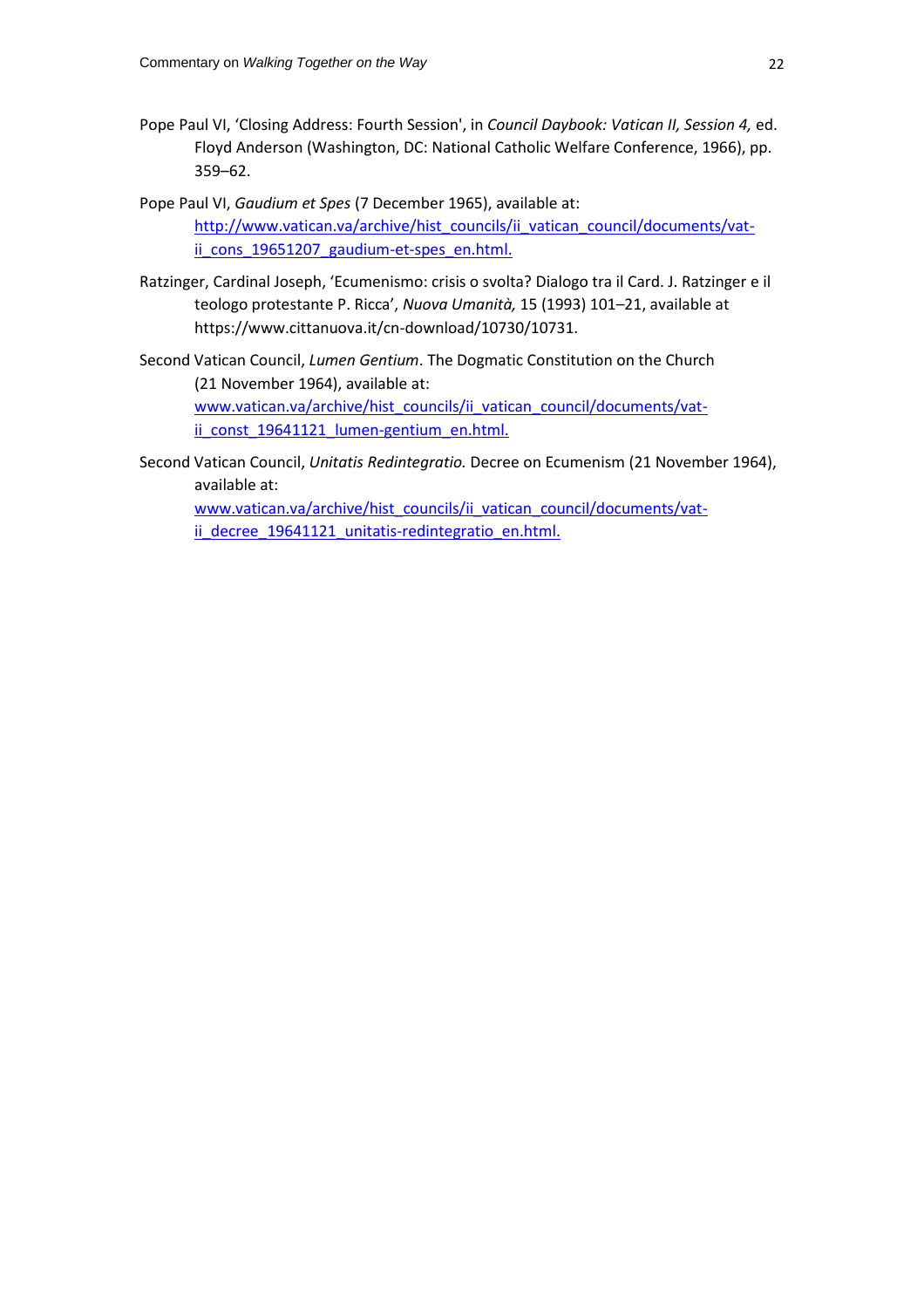Pope Paul VI, 'Closing Address: Fourth Session', in *Council Daybook: Vatican II, Session 4,* ed. Floyd Anderson (Washington, DC: National Catholic Welfare Conference, 1966), pp. 359–62.

Pope Paul VI, *Gaudium et Spes* (7 December 1965), available at: http://www.vatican.va/archive/hist_councils/ii_vatican_council/documents/vat-ii_cons_19651207_gaudium-et-spes_en.html.

Ratzinger, Cardinal Joseph, 'Ecumenismo: crisis o svolta? Dialogo tra il Card. J. Ratzinger e il teologo protestante P. Ricca', *Nuova Umanità,* 15 (1993) 101–21, available at https://www.cittanuova.it/cn-download/10730/10731.

Second Vatican Council, *Lumen Gentium*. The Dogmatic Constitution on the Church (21 November 1964), available at: www.vatican.va/archive/hist_councils/ii_vatican_council/documents/vat-ii_const_19641121_lumen-gentium_en.html.

Second Vatican Council, *Unitatis Redintegratio.* Decree on Ecumenism (21 November 1964), available at: www.vatican.va/archive/hist_councils/ii_vatican_council/documents/vat-ii_decree_19641121_unitatis-redintegratio_en.html.